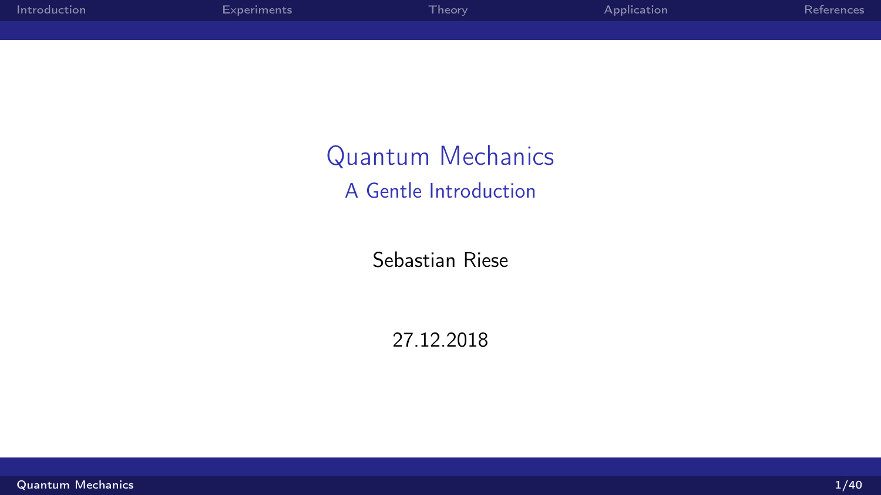# Quantum Mechanics

## A Gentle Introduction

Sebastian Riese

27.12.2018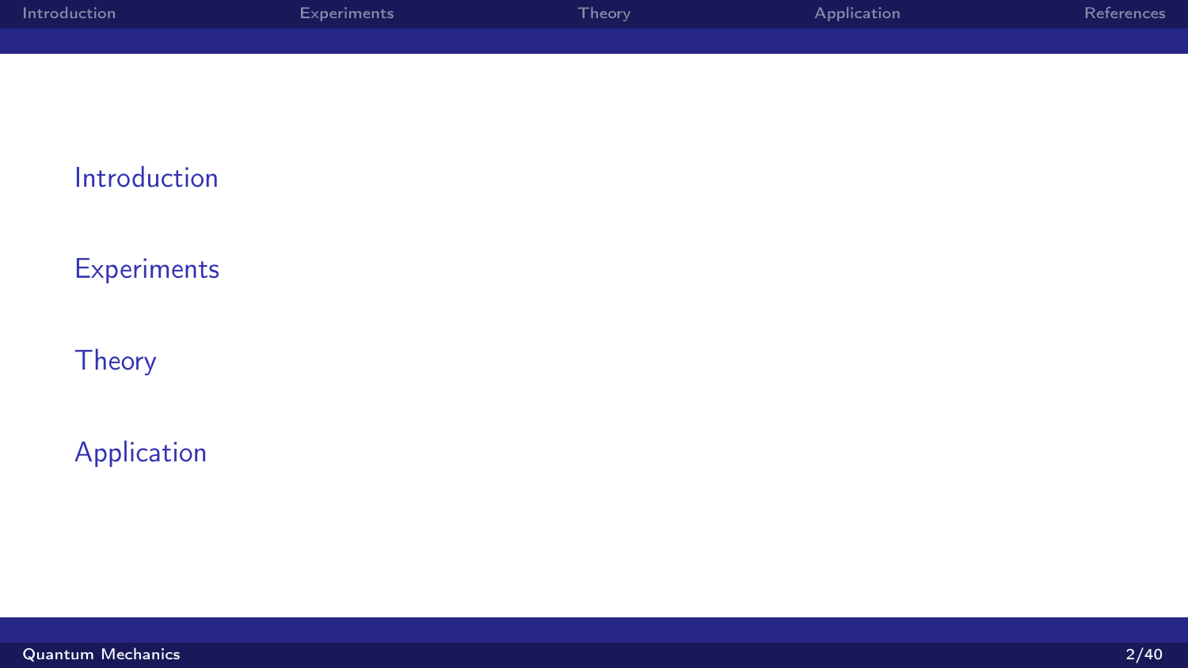- Introduction
- Experiments
- Theory
- Application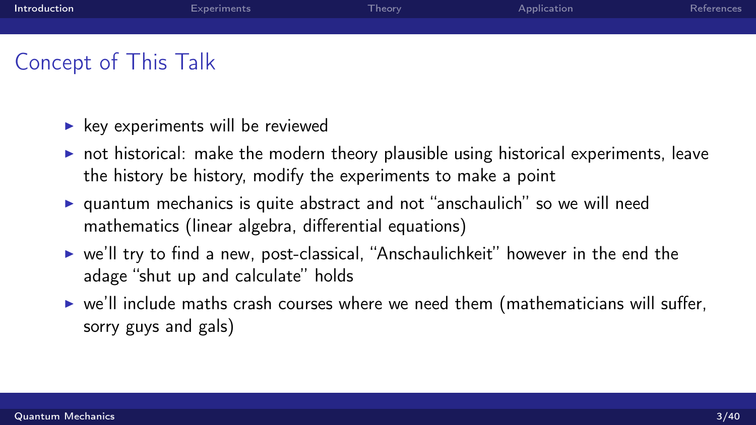## Concept of This Talk

- key experiments will be reviewed
- not historical: make the modern theory plausible using historical experiments, leave the history be history, modify the experiments to make a point
- quantum mechanics is quite abstract and not "anschaulich" so we will need mathematics (linear algebra, differential equations)
- we'll try to find a new, post-classical, "Anschaulichkeit" however in the end the adage "shut up and calculate" holds
- we'll include maths crash courses where we need them (mathematicians will suffer, sorry guys and gals)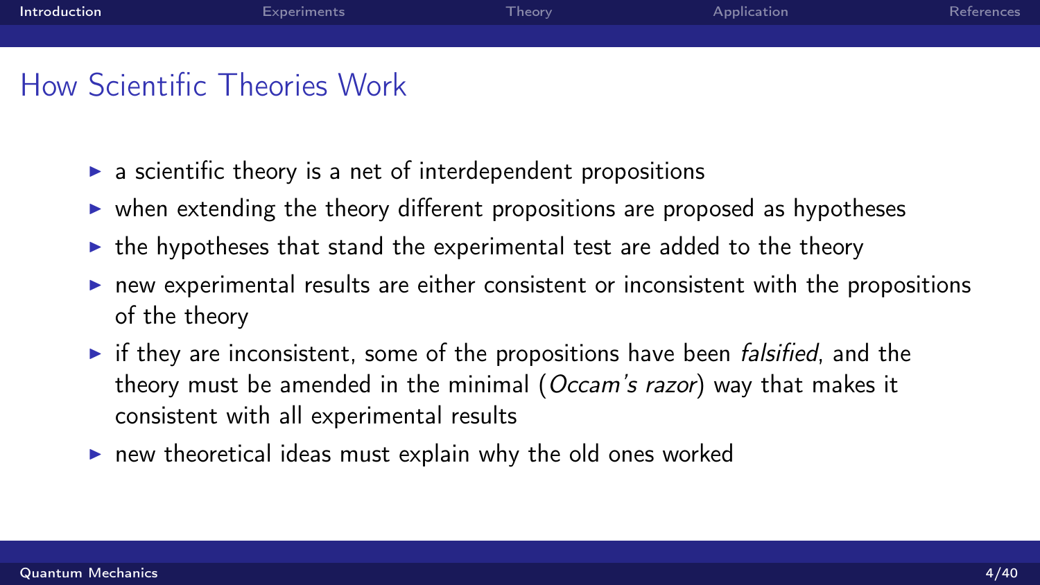# How Scientific Theories Work

- a scientific theory is a net of interdependent propositions
- when extending the theory different propositions are proposed as hypotheses
- the hypotheses that stand the experimental test are added to the theory
- new experimental results are either consistent or inconsistent with the propositions of the theory
- if they are inconsistent, some of the propositions have been *falsified*, and the theory must be amended in the minimal (*Occam's razor*) way that makes it consistent with all experimental results
- new theoretical ideas must explain why the old ones worked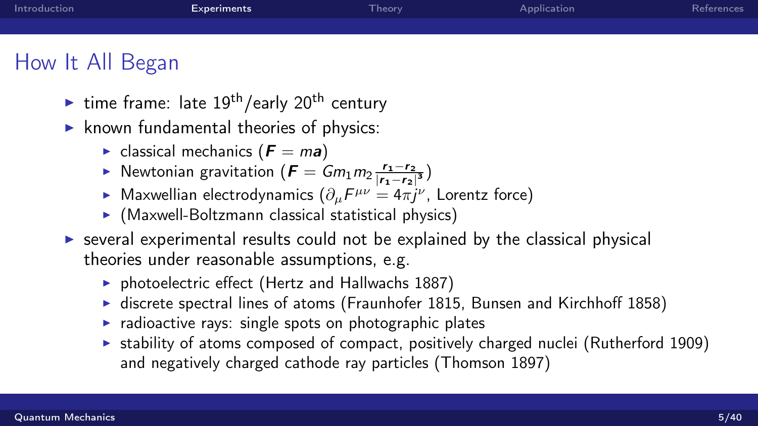## How It All Began

- time frame: late $19^{\text{th}}$/early $20^{\text{th}}$ century
- known fundamental theories of physics:
  - classical mechanics ($\boldsymbol{F} = m\boldsymbol{a}$)
  - Newtonian gravitation ($\boldsymbol{F} = Gm_1 m_2 \frac{\boldsymbol{r_1} - \boldsymbol{r_2}}{|\boldsymbol{r_1} - \boldsymbol{r_2}|^3}$)
  - Maxwellian electrodynamics ($\partial_\mu F^{\mu\nu} = 4\pi j^\nu$, Lorentz force)
  - (Maxwell-Boltzmann classical statistical physics)
- several experimental results could not be explained by the classical physical theories under reasonable assumptions, e.g.
  - photoelectric effect (Hertz and Hallwachs 1887)
  - discrete spectral lines of atoms (Fraunhofer 1815, Bunsen and Kirchhoff 1858)
  - radioactive rays: single spots on photographic plates
  - stability of atoms composed of compact, positively charged nuclei (Rutherford 1909) and negatively charged cathode ray particles (Thomson 1897)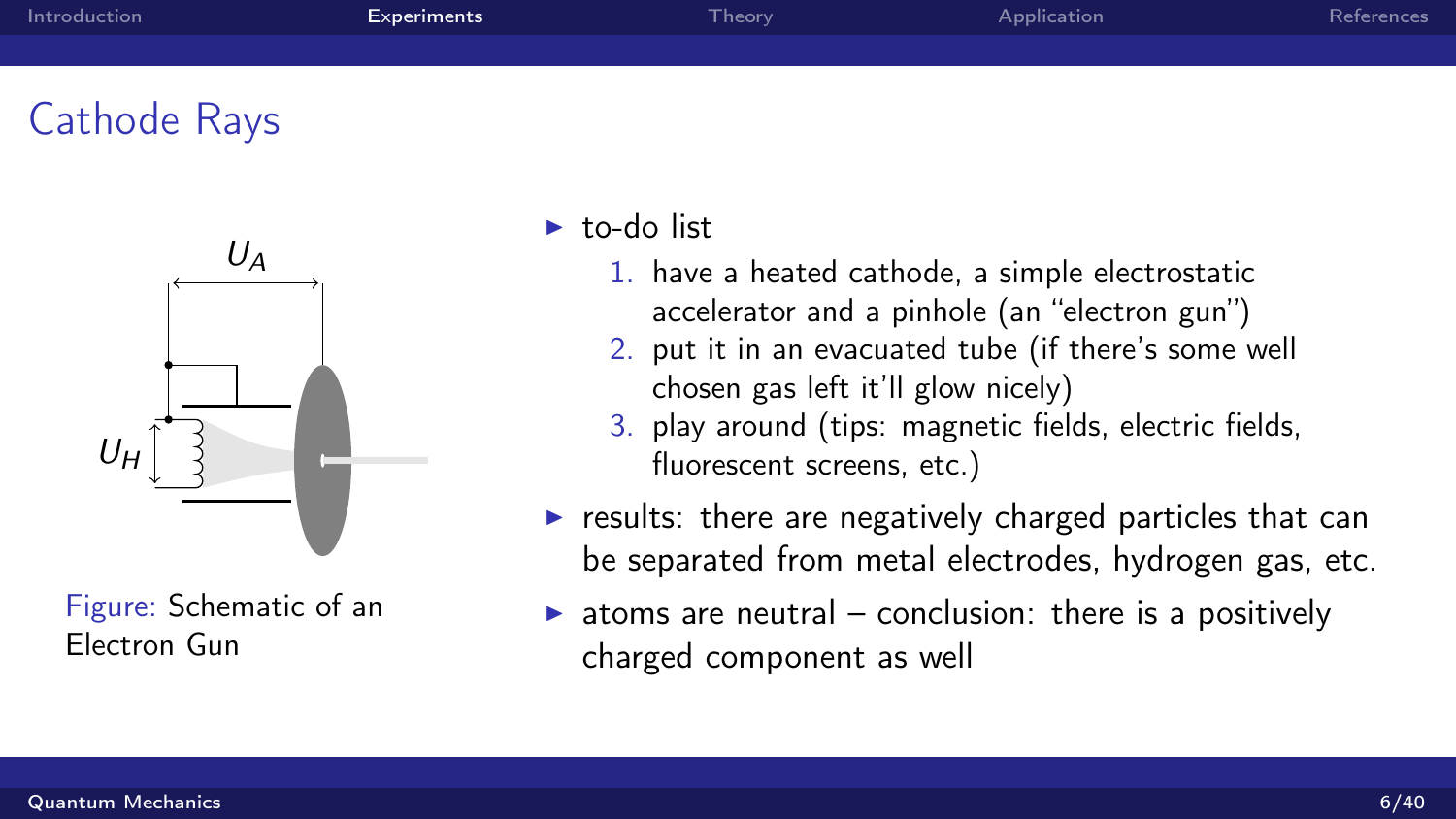## Cathode Rays

Figure: Schematic of an Electron Gun

- to-do list
  1. have a heated cathode, a simple electrostatic accelerator and a pinhole (an "electron gun")
  2. put it in an evacuated tube (if there's some well chosen gas left it'll glow nicely)
  3. play around (tips: magnetic fields, electric fields, fluorescent screens, etc.)
- results: there are negatively charged particles that can be separated from metal electrodes, hydrogen gas, etc.
- atoms are neutral – conclusion: there is a positively charged component as well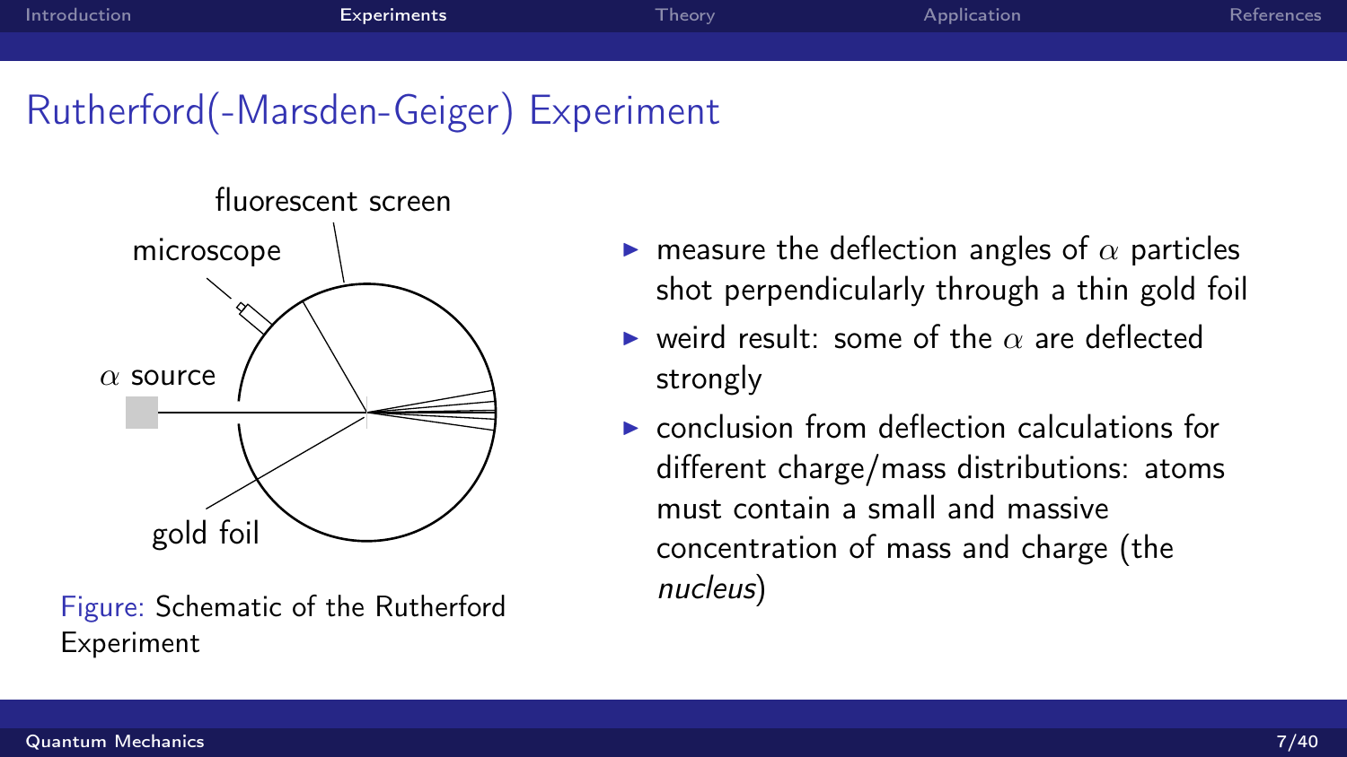# Rutherford(-Marsden-Geiger) Experiment

fluorescent screen

microscope

$\alpha$ source

gold foil

Figure: Schematic of the Rutherford Experiment

- measure the deflection angles of $\alpha$ particles shot perpendicularly through a thin gold foil
- weird result: some of the $\alpha$ are deflected strongly
- conclusion from deflection calculations for different charge/mass distributions: atoms must contain a small and massive concentration of mass and charge (the *nucleus*)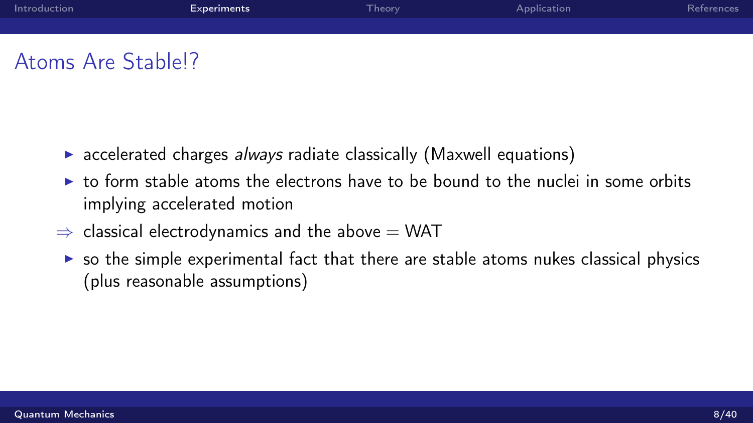# Atoms Are Stable!?

- accelerated charges *always* radiate classically (Maxwell equations)
- to form stable atoms the electrons have to be bound to the nuclei in some orbits implying accelerated motion

$\Rightarrow$ classical electrodynamics and the above = WAT

- so the simple experimental fact that there are stable atoms nukes classical physics (plus reasonable assumptions)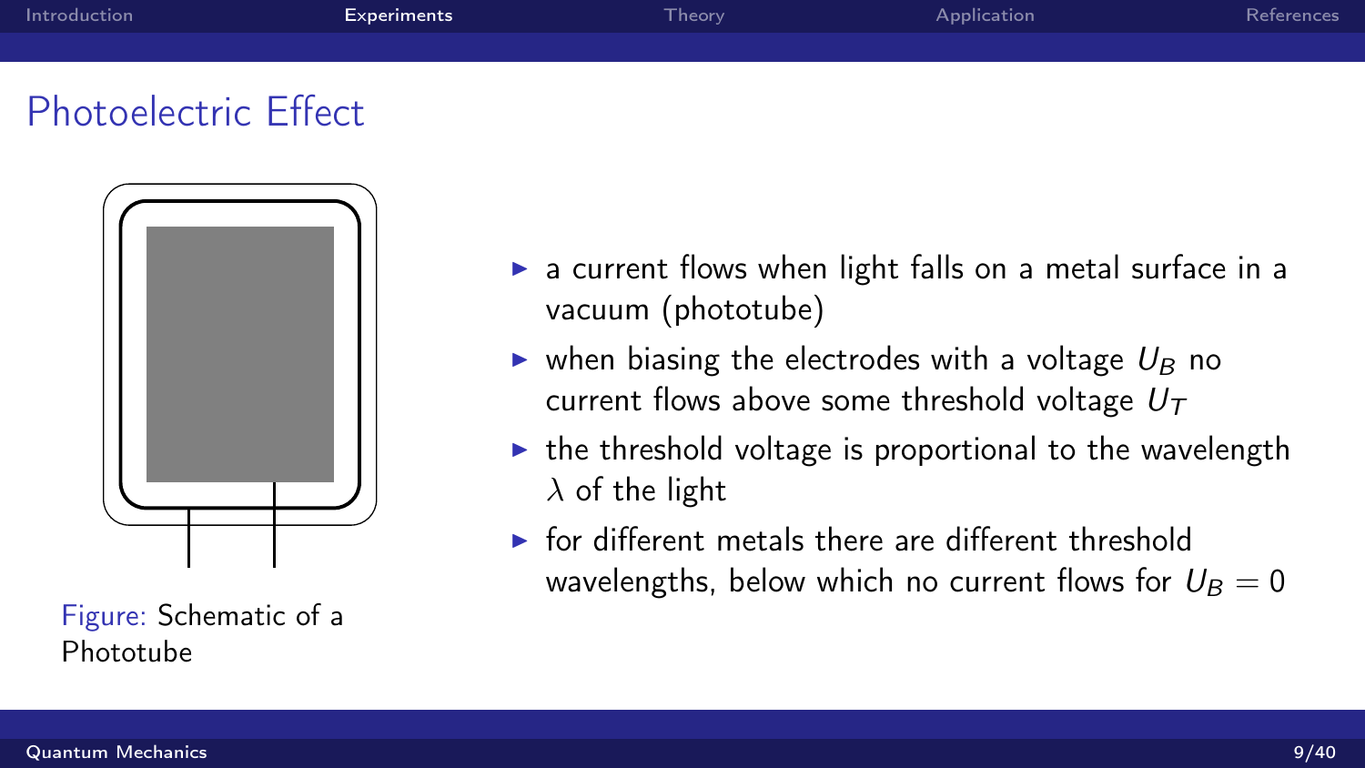## Photoelectric Effect

Figure: Schematic of a Phototube

- a current flows when light falls on a metal surface in a vacuum (phototube)
- when biasing the electrodes with a voltage $U_B$ no current flows above some threshold voltage $U_T$
- the threshold voltage is proportional to the wavelength $\lambda$ of the light
- for different metals there are different threshold wavelengths, below which no current flows for $U_B = 0$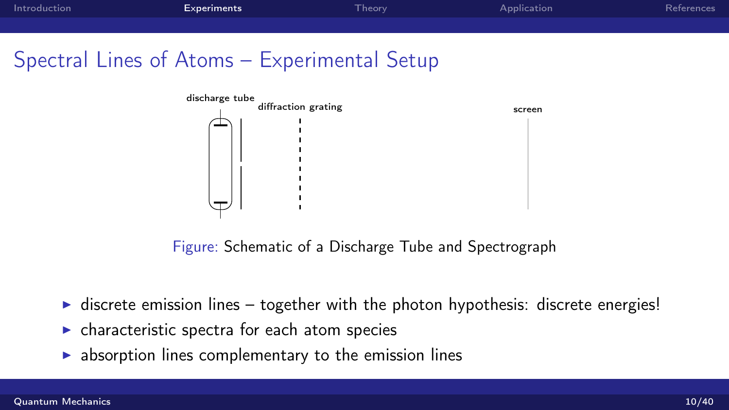## Spectral Lines of Atoms – Experimental Setup

discharge tube

diffraction grating

screen

Figure: Schematic of a Discharge Tube and Spectrograph

- discrete emission lines – together with the photon hypothesis: discrete energies!
- characteristic spectra for each atom species
- absorption lines complementary to the emission lines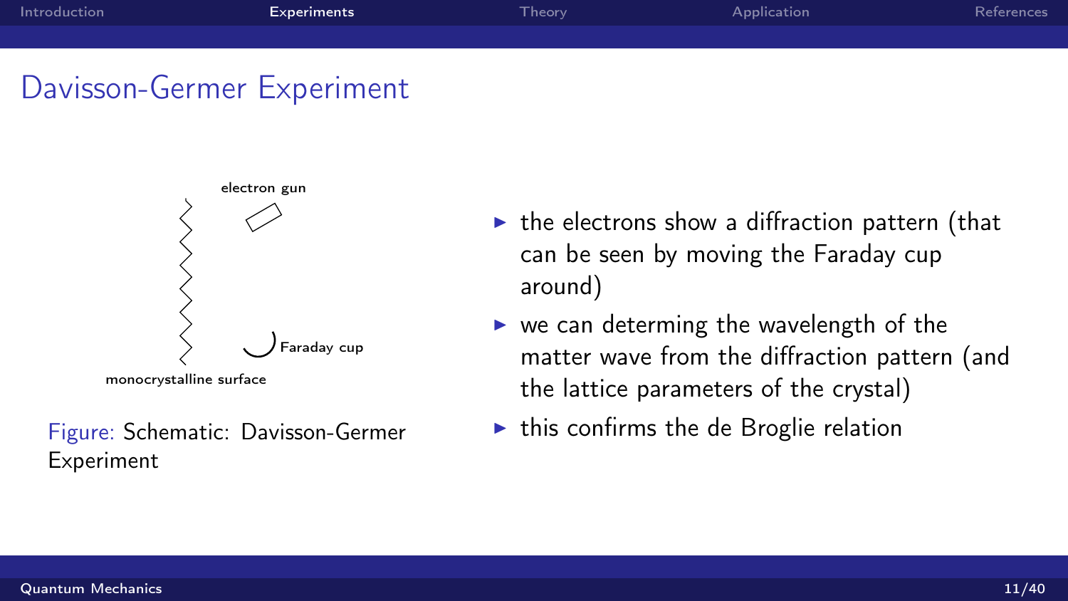## Davisson-Germer Experiment

electron gun

Faraday cup

monocrystalline surface

Figure: Schematic: Davisson-Germer Experiment

- the electrons show a diffraction pattern (that can be seen by moving the Faraday cup around)
- we can determing the wavelength of the matter wave from the diffraction pattern (and the lattice parameters of the crystal)
- this confirms the de Broglie relation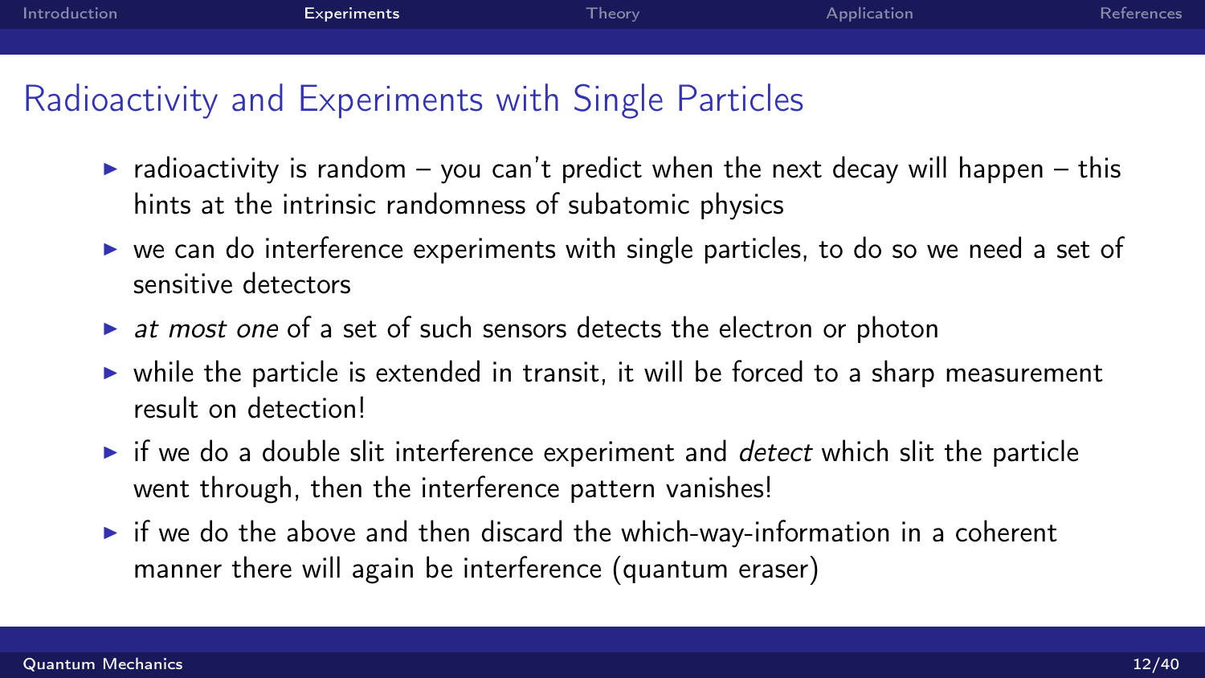## Radioactivity and Experiments with Single Particles

- radioactivity is random – you can't predict when the next decay will happen – this hints at the intrinsic randomness of subatomic physics
- we can do interference experiments with single particles, to do so we need a set of sensitive detectors
- *at most one* of a set of such sensors detects the electron or photon
- while the particle is extended in transit, it will be forced to a sharp measurement result on detection!
- if we do a double slit interference experiment and *detect* which slit the particle went through, then the interference pattern vanishes!
- if we do the above and then discard the which-way-information in a coherent manner there will again be interference (quantum eraser)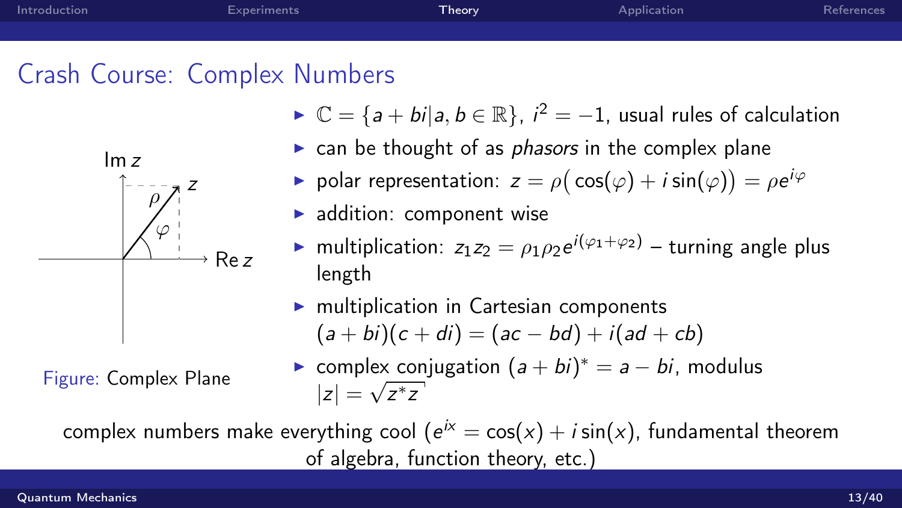## Crash Course: Complex Numbers

- $\mathbb{C} = \{a + bi | a, b \in \mathbb{R}\}$, $i^2 = -1$, usual rules of calculation
- can be thought of as *phasors* in the complex plane
- polar representation: $z = \rho\big(\cos(\varphi) + i\sin(\varphi)\big) = \rho e^{i\varphi}$
- addition: component wise
- multiplication: $z_1 z_2 = \rho_1 \rho_2 e^{i(\varphi_1 + \varphi_2)}$ – turning angle plus length
- multiplication in Cartesian components $(a + bi)(c + di) = (ac - bd) + i(ad + cb)$
- complex conjugation $(a + bi)^* = a - bi$, modulus $|z| = \sqrt{z^* z}$

Figure: Complex Plane

complex numbers make everything cool ($e^{ix} = \cos(x) + i\sin(x)$, fundamental theorem of algebra, function theory, etc.)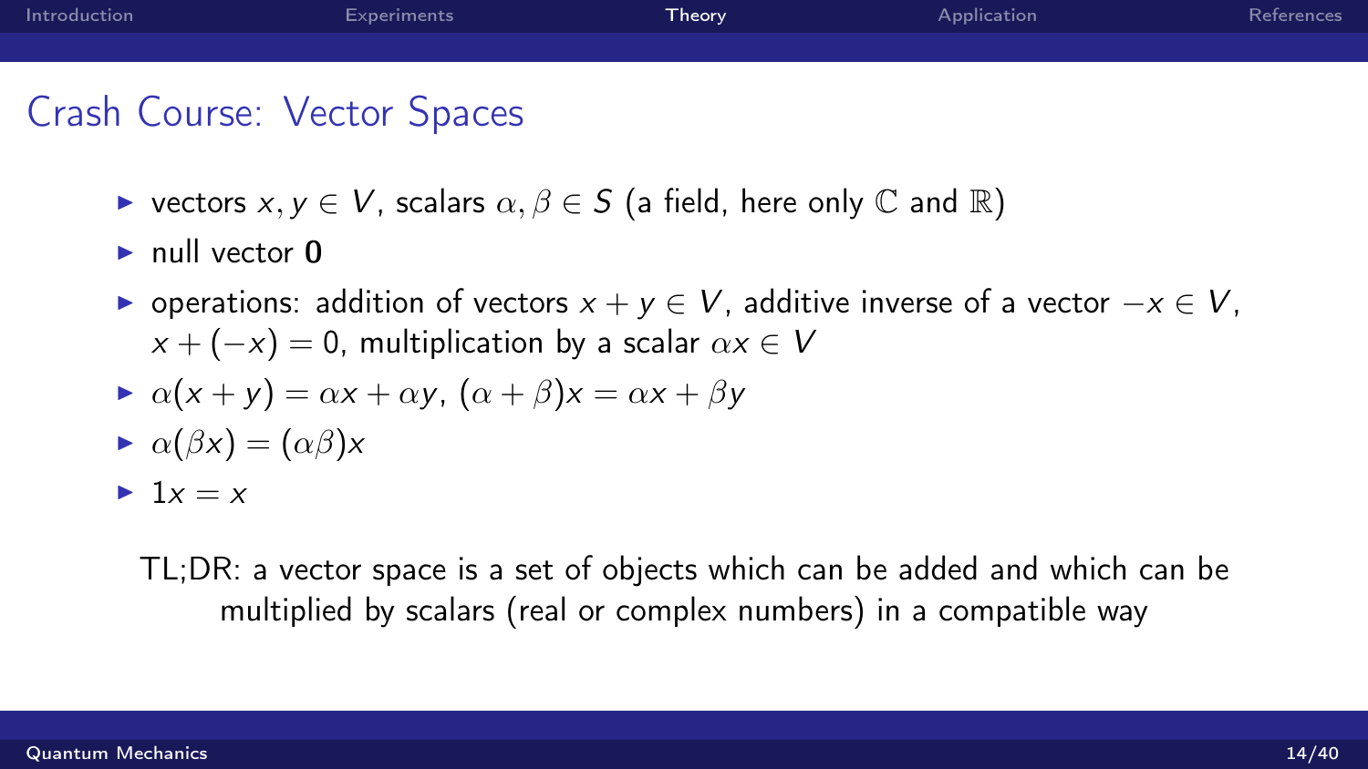## Crash Course: Vector Spaces

- vectors $x, y \in V$, scalars $\alpha, \beta \in S$ (a field, here only $\mathbb{C}$ and $\mathbb{R}$)
- null vector $\mathbf{0}$
- operations: addition of vectors $x + y \in V$, additive inverse of a vector $-x \in V$, $x + (-x) = 0$, multiplication by a scalar $\alpha x \in V$
- $\alpha(x + y) = \alpha x + \alpha y$, $(\alpha + \beta)x = \alpha x + \beta y$
- $\alpha(\beta x) = (\alpha\beta)x$
- $1x = x$

TL;DR: a vector space is a set of objects which can be added and which can be multiplied by scalars (real or complex numbers) in a compatible way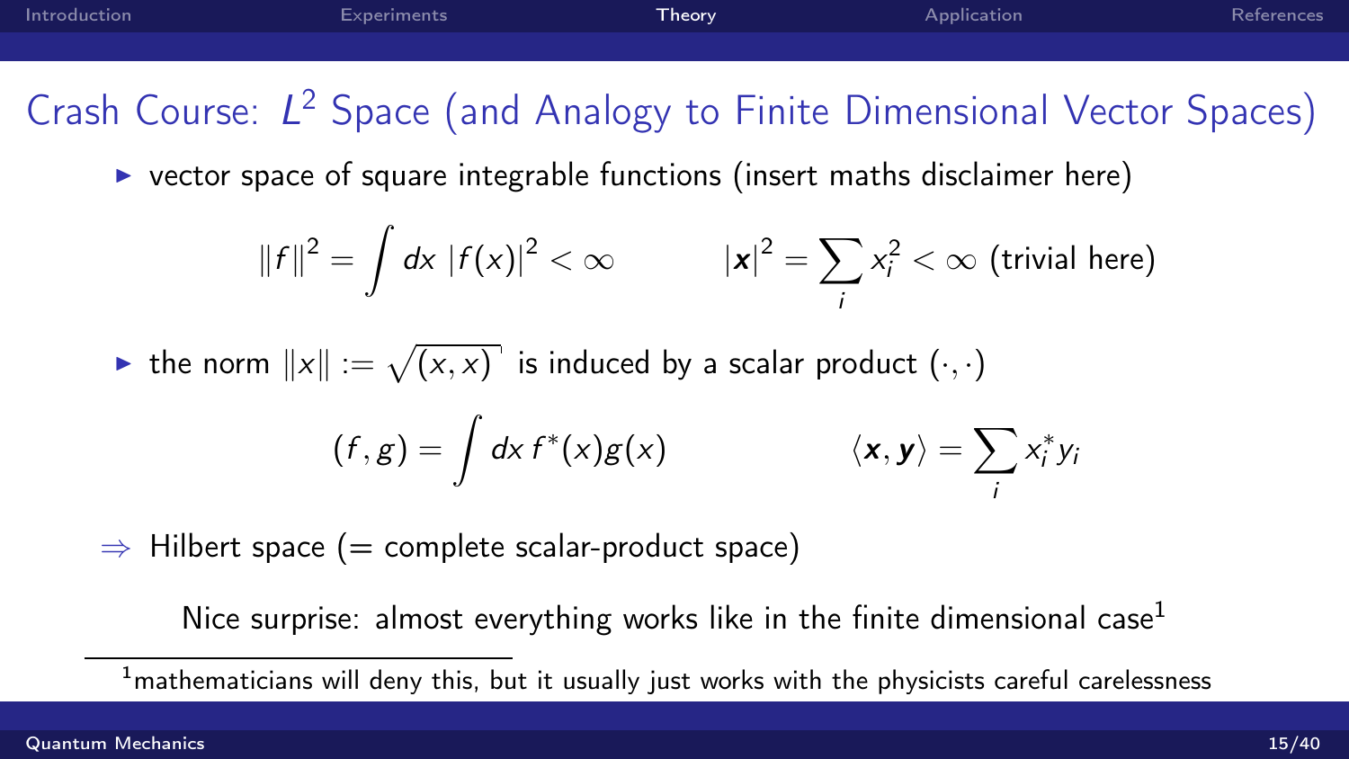## Crash Course: $L^2$ Space (and Analogy to Finite Dimensional Vector Spaces)

- vector space of square integrable functions (insert maths disclaimer here)

$$\|f\|^2 = \int dx \, |f(x)|^2 < \infty \qquad |\boldsymbol{x}|^2 = \sum_i x_i^2 < \infty \text{ (trivial here)}$$

- the norm $\|x\| := \sqrt{(x,x)}$ is induced by a scalar product $(\cdot,\cdot)$

$$(f,g) = \int dx \, f^*(x) g(x) \qquad \langle \boldsymbol{x}, \boldsymbol{y} \rangle = \sum_i x_i^* y_i$$

$\Rightarrow$ Hilbert space (= complete scalar-product space)

Nice surprise: almost everything works like in the finite dimensional case[1]

[1] mathematicians will deny this, but it usually just works with the physicists careful carelessness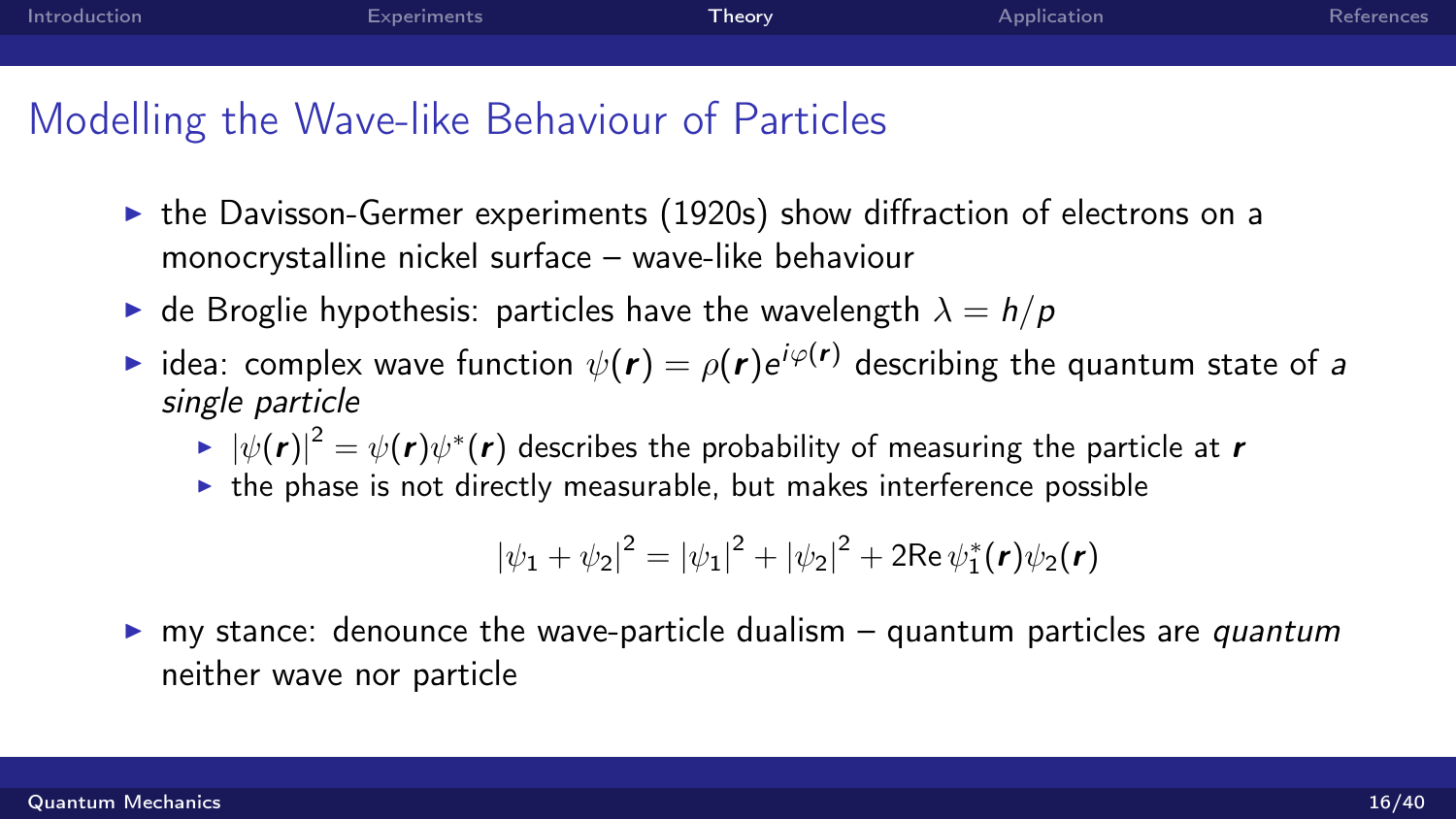## Modelling the Wave-like Behaviour of Particles

- the Davisson-Germer experiments (1920s) show diffraction of electrons on a monocrystalline nickel surface – wave-like behaviour
- de Broglie hypothesis: particles have the wavelength $\lambda = h/p$
- idea: complex wave function $\psi(\boldsymbol{r}) = \rho(\boldsymbol{r})e^{i\varphi(\boldsymbol{r})}$ describing the quantum state of *a single particle*
  - $|\psi(\boldsymbol{r})|^2 = \psi(\boldsymbol{r})\psi^*(\boldsymbol{r})$ describes the probability of measuring the particle at $\boldsymbol{r}$
  - the phase is not directly measurable, but makes interference possible

$$|\psi_1 + \psi_2|^2 = |\psi_1|^2 + |\psi_2|^2 + 2\mathrm{Re}\,\psi_1^*(\boldsymbol{r})\psi_2(\boldsymbol{r})$$

- my stance: denounce the wave-particle dualism – quantum particles are *quantum* neither wave nor particle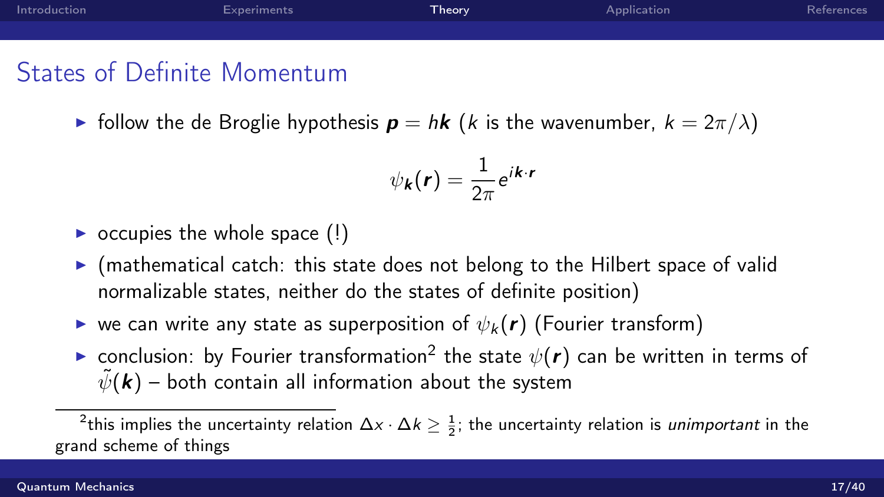## States of Definite Momentum

- follow the de Broglie hypothesis $\boldsymbol{p} = h\boldsymbol{k}$ ($k$ is the wavenumber, $k = 2\pi/\lambda$)

$$\psi_{\boldsymbol{k}}(\boldsymbol{r}) = \frac{1}{2\pi} e^{i\boldsymbol{k}\cdot\boldsymbol{r}}$$

- occupies the whole space (!)
- (mathematical catch: this state does not belong to the Hilbert space of valid normalizable states, neither do the states of definite position)
- we can write any state as superposition of $\psi_k(\boldsymbol{r})$ (Fourier transform)
- conclusion: by Fourier transformation[2] the state $\psi(\boldsymbol{r})$ can be written in terms of $\tilde{\psi}(\boldsymbol{k})$ – both contain all information about the system

---

[2] this implies the uncertainty relation $\Delta x \cdot \Delta k \geq \frac{1}{2}$; the uncertainty relation is *unimportant* in the grand scheme of things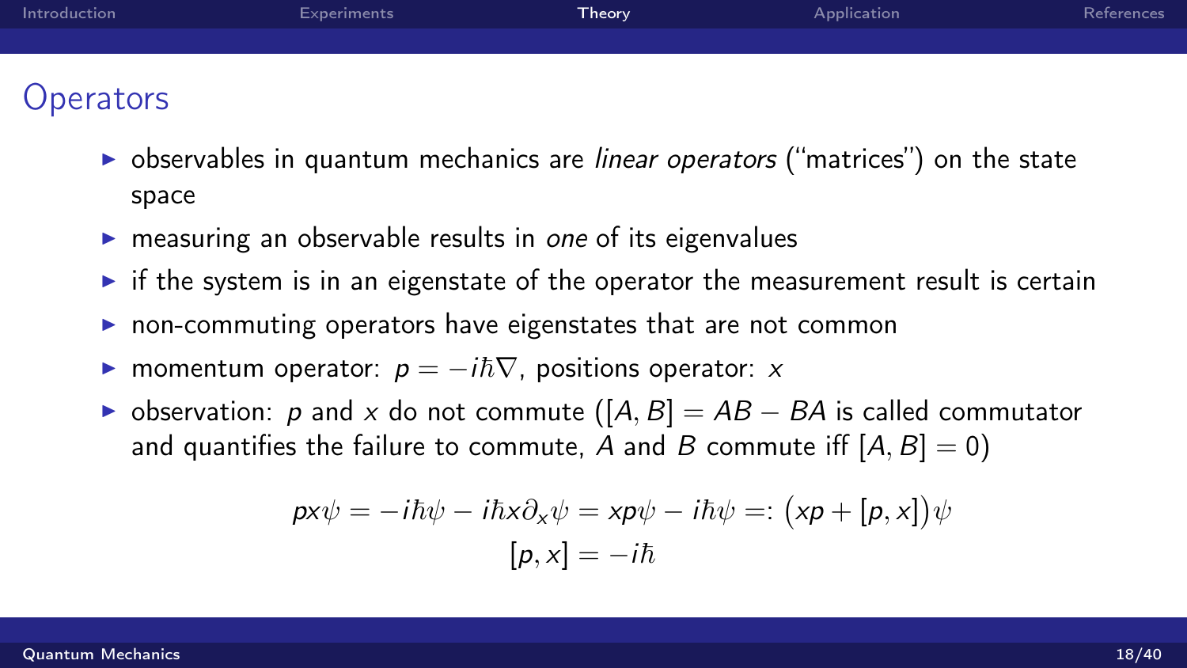## Operators

- observables in quantum mechanics are *linear operators* ("matrices") on the state space
- measuring an observable results in *one* of its eigenvalues
- if the system is in an eigenstate of the operator the measurement result is certain
- non-commuting operators have eigenstates that are not common
- momentum operator: $p = -i\hbar\nabla$, positions operator: $x$
- observation: $p$ and $x$ do not commute ($[A, B] = AB - BA$ is called commutator and quantifies the failure to commute, $A$ and $B$ commute iff $[A, B] = 0$)

$$
px\psi = -i\hbar\psi - i\hbar x\partial_x\psi = xp\psi - i\hbar\psi =: \big(xp + [p, x]\big)\psi
$$

$$
[p, x] = -i\hbar
$$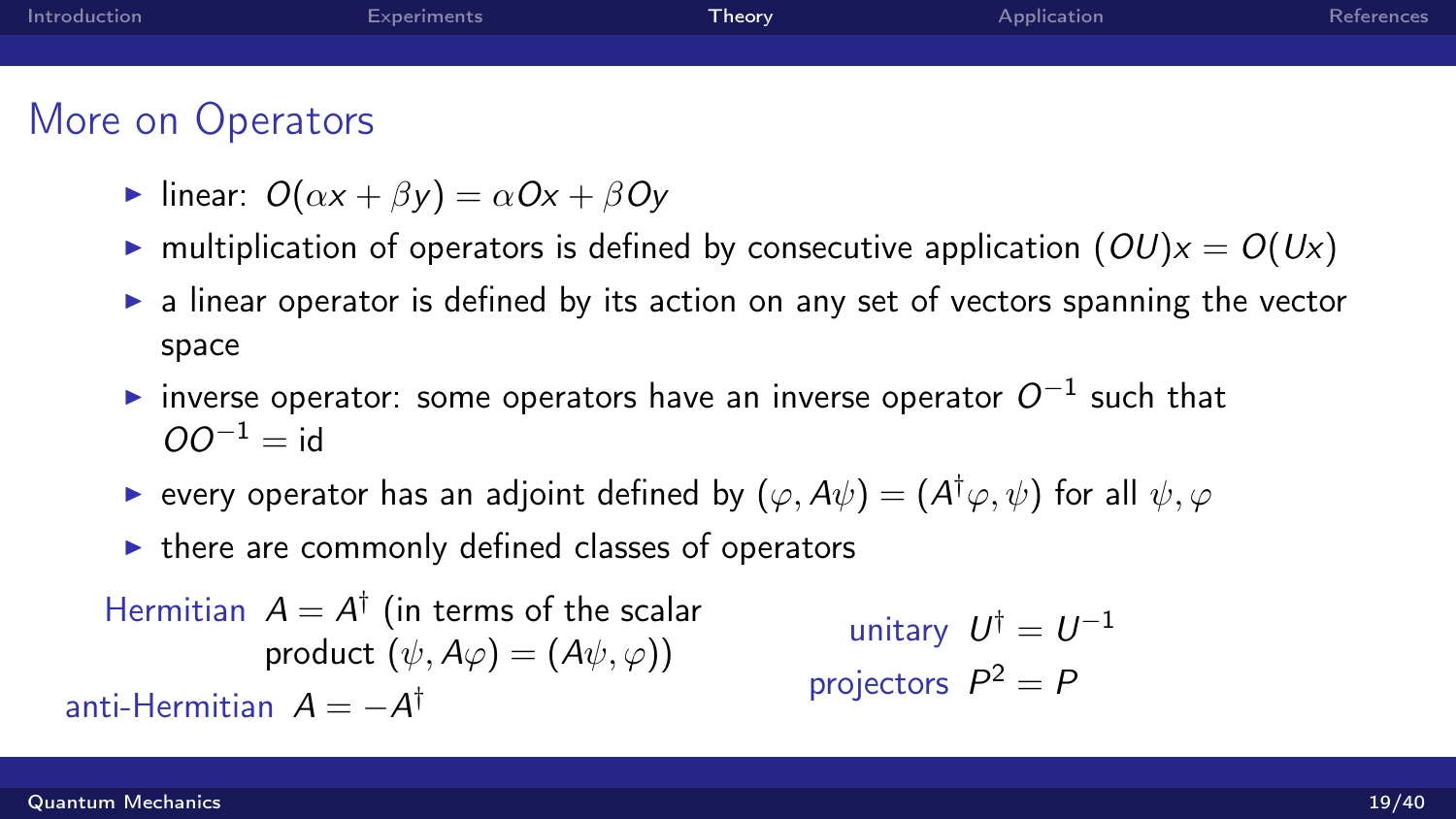## More on Operators

- linear: $O(\alpha x + \beta y) = \alpha O x + \beta O y$
- multiplication of operators is defined by consecutive application $(OU)x = O(Ux)$
- a linear operator is defined by its action on any set of vectors spanning the vector space
- inverse operator: some operators have an inverse operator $O^{-1}$ such that $OO^{-1} = \text{id}$
- every operator has an adjoint defined by $(\varphi, A\psi) = (A^\dagger \varphi, \psi)$ for all $\psi, \varphi$
- there are commonly defined classes of operators

**Hermitian** $A = A^\dagger$ (in terms of the scalar product $(\psi, A\varphi) = (A\psi, \varphi)$)

**anti-Hermitian** $A = -A^\dagger$

**unitary** $U^\dagger = U^{-1}$

**projectors** $P^2 = P$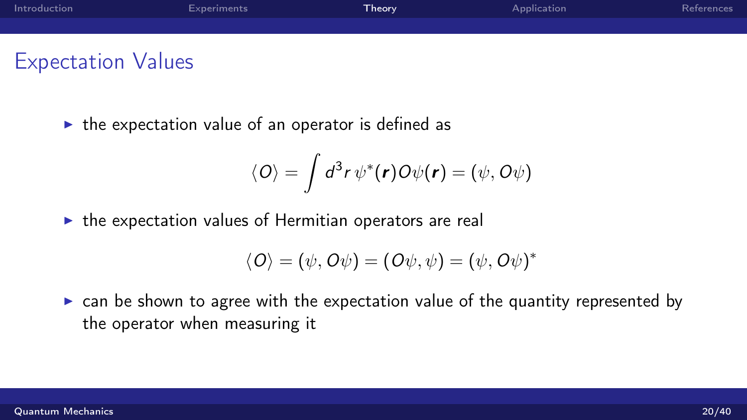## Expectation Values

- the expectation value of an operator is defined as

$$\langle O \rangle = \int d^3r\, \psi^*(\boldsymbol{r}) O \psi(\boldsymbol{r}) = (\psi, O\psi)$$

- the expectation values of Hermitian operators are real

$$\langle O \rangle = (\psi, O\psi) = (O\psi, \psi) = (\psi, O\psi)^*$$

- can be shown to agree with the expectation value of the quantity represented by the operator when measuring it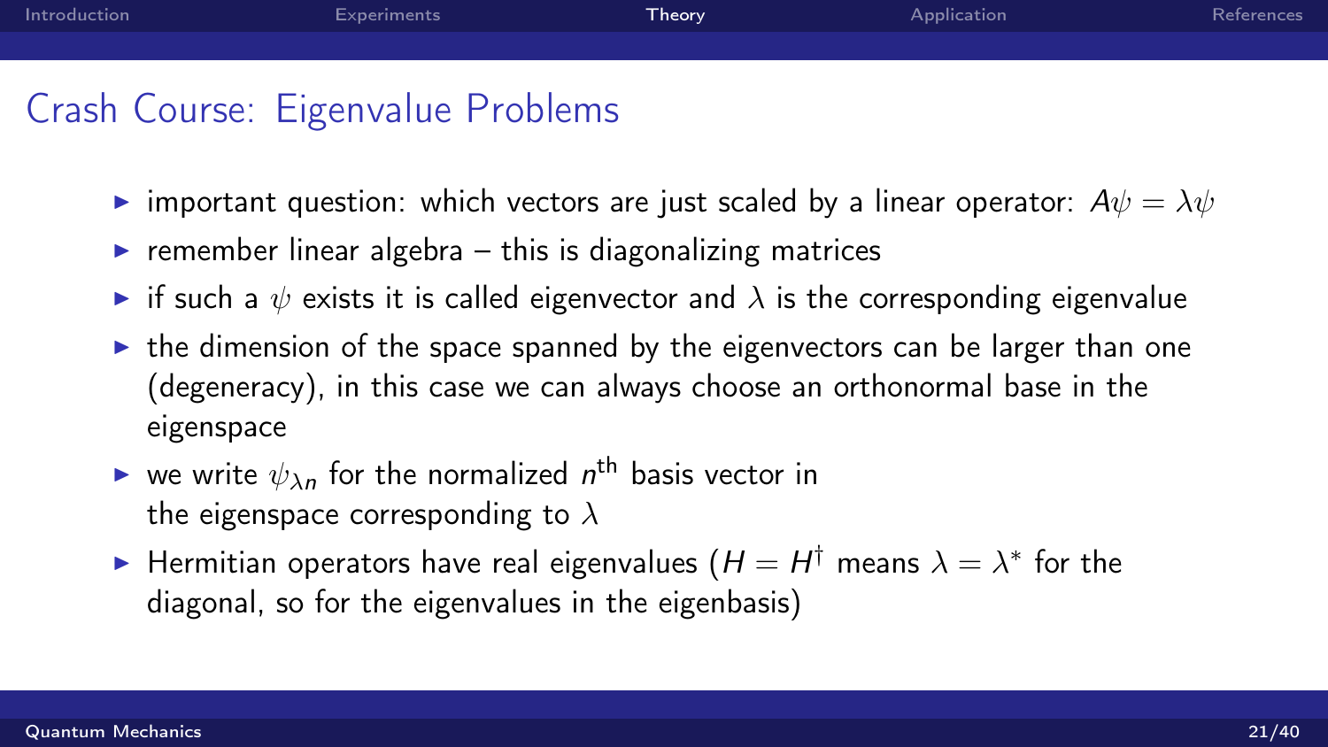## Crash Course: Eigenvalue Problems

- important question: which vectors are just scaled by a linear operator: $A\psi = \lambda\psi$
- remember linear algebra – this is diagonalizing matrices
- if such a $\psi$ exists it is called eigenvector and $\lambda$ is the corresponding eigenvalue
- the dimension of the space spanned by the eigenvectors can be larger than one (degeneracy), in this case we can always choose an orthonormal base in the eigenspace
- we write $\psi_{\lambda n}$ for the normalized $n^{\text{th}}$ basis vector in the eigenspace corresponding to $\lambda$
- Hermitian operators have real eigenvalues ($H = H^{\dagger}$ means $\lambda = \lambda^{*}$ for the diagonal, so for the eigenvalues in the eigenbasis)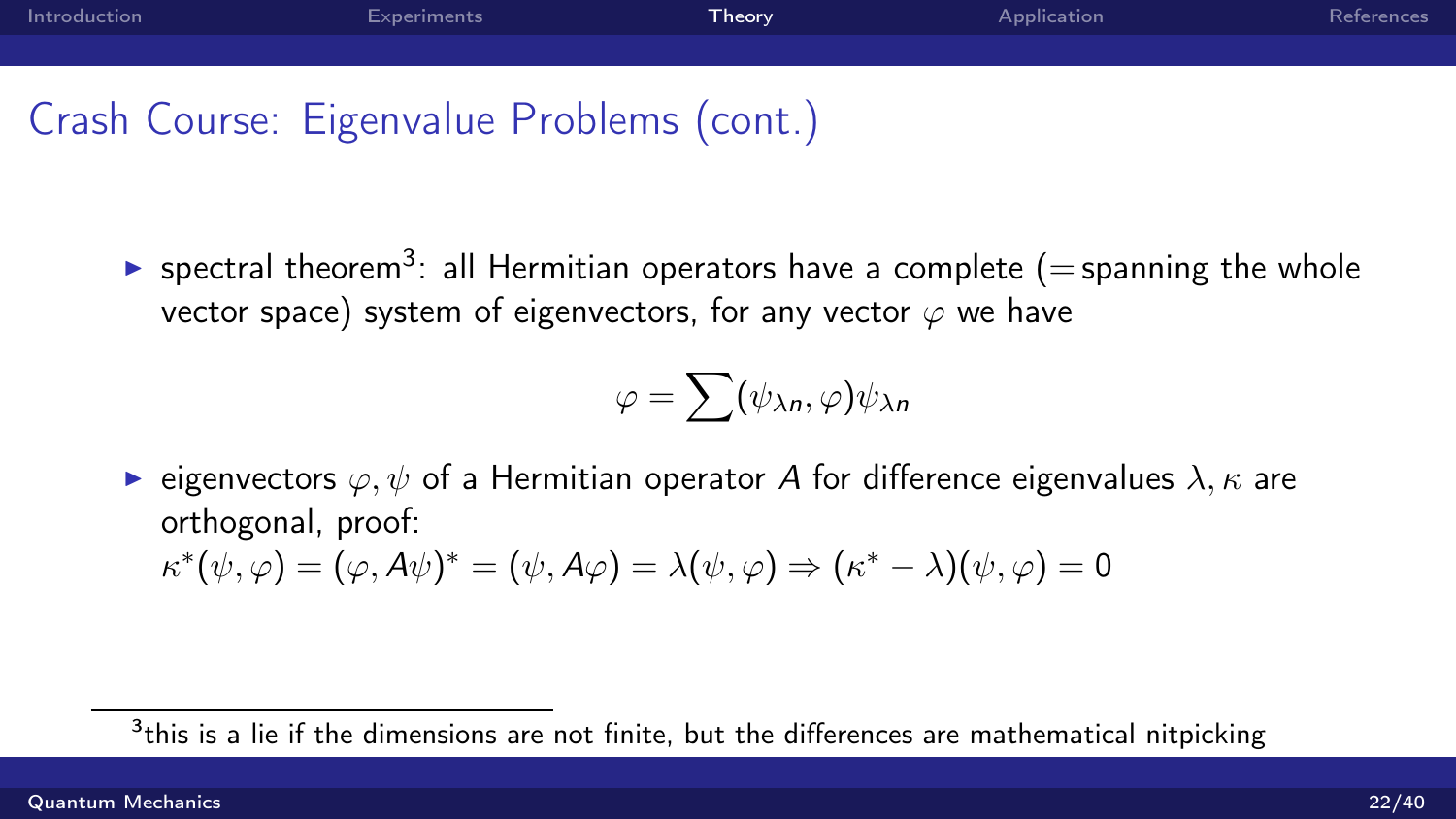## Crash Course: Eigenvalue Problems (cont.)

- spectral theorem[3]: all Hermitian operators have a complete (= spanning the whole vector space) system of eigenvectors, for any vector $\varphi$ we have

$$\varphi = \sum (\psi_{\lambda n}, \varphi) \psi_{\lambda n}$$

- eigenvectors $\varphi, \psi$ of a Hermitian operator $A$ for difference eigenvalues $\lambda, \kappa$ are orthogonal, proof:
  $\kappa^* (\psi, \varphi) = (\varphi, A\psi)^* = (\psi, A\varphi) = \lambda(\psi, \varphi) \Rightarrow (\kappa^* - \lambda)(\psi, \varphi) = 0$

[3] this is a lie if the dimensions are not finite, but the differences are mathematical nitpicking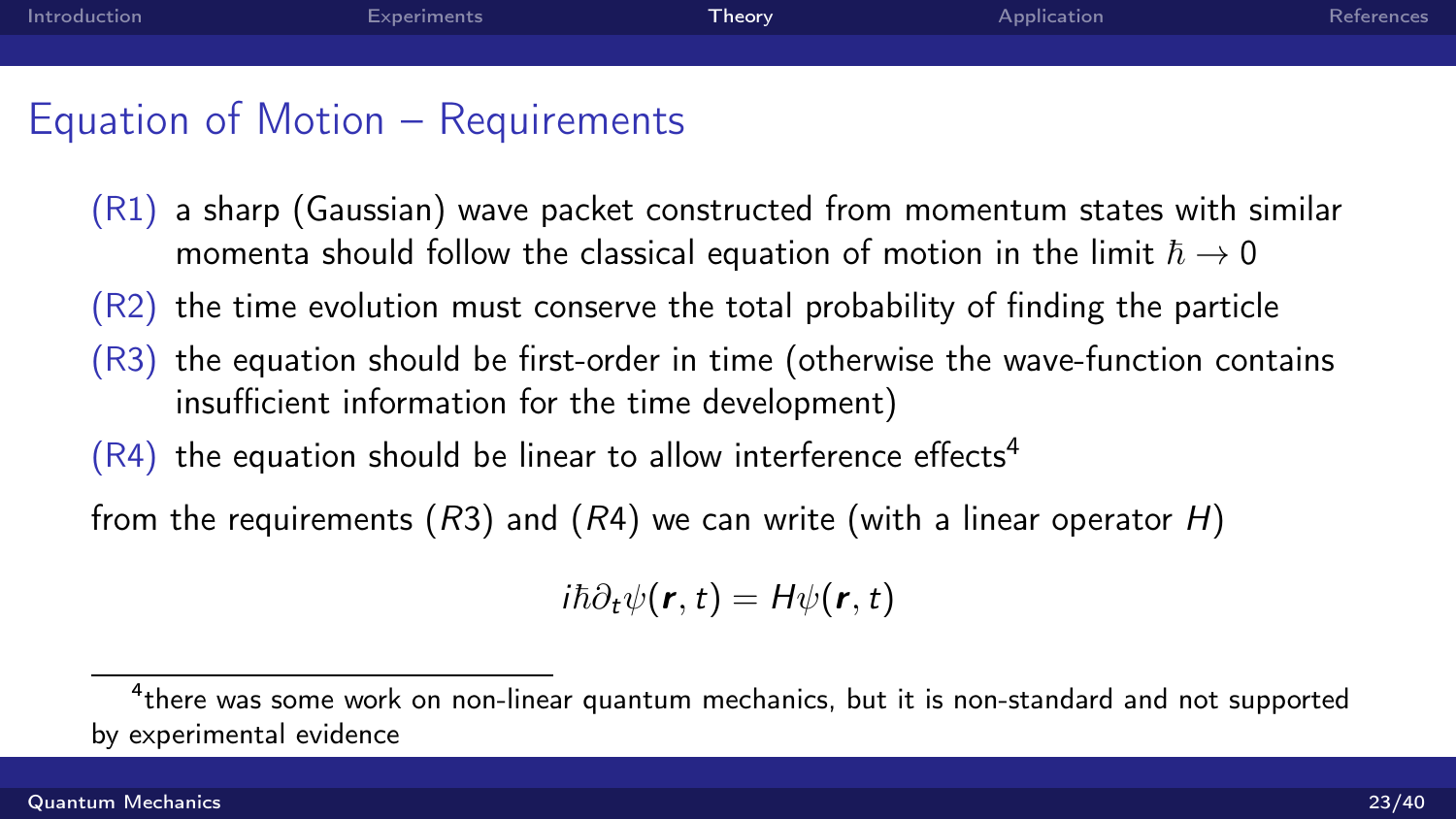## Equation of Motion – Requirements

- (R1) a sharp (Gaussian) wave packet constructed from momentum states with similar momenta should follow the classical equation of motion in the limit $\hbar \to 0$
- (R2) the time evolution must conserve the total probability of finding the particle
- (R3) the equation should be first-order in time (otherwise the wave-function contains insufficient information for the time development)
- (R4) the equation should be linear to allow interference effects[4]

from the requirements ($R3$) and ($R4$) we can write (with a linear operator $H$)

$$i\hbar\partial_t\psi(\boldsymbol{r}, t) = H\psi(\boldsymbol{r}, t)$$

[4] there was some work on non-linear quantum mechanics, but it is non-standard and not supported by experimental evidence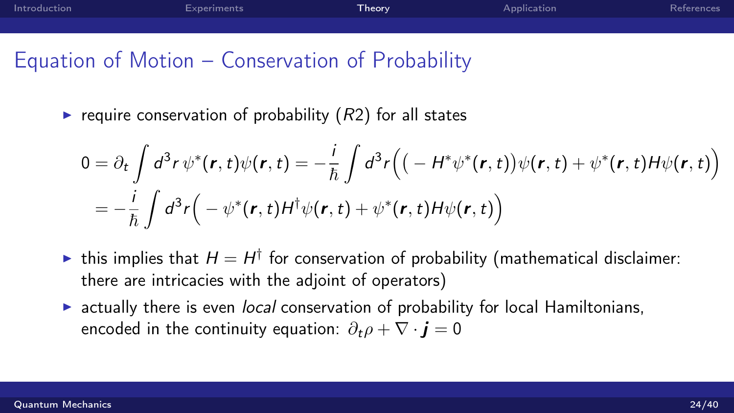## Equation of Motion – Conservation of Probability

- require conservation of probability ($R2$) for all states

$$0 = \partial_t \int d^3r\, \psi^*(\boldsymbol{r},t)\psi(\boldsymbol{r},t) = -\frac{i}{\hbar}\int d^3r \Big( \big( - H^*\psi^*(\boldsymbol{r},t)\big)\psi(\boldsymbol{r},t) + \psi^*(\boldsymbol{r},t)H\psi(\boldsymbol{r},t)\Big)$$

$$= -\frac{i}{\hbar}\int d^3r \Big( - \psi^*(\boldsymbol{r},t)H^\dagger\psi(\boldsymbol{r},t) + \psi^*(\boldsymbol{r},t)H\psi(\boldsymbol{r},t)\Big)$$

- this implies that $H = H^\dagger$ for conservation of probability (mathematical disclaimer: there are intricacies with the adjoint of operators)
- actually there is even *local* conservation of probability for local Hamiltonians, encoded in the continuity equation: $\partial_t \rho + \nabla \cdot \boldsymbol{j} = 0$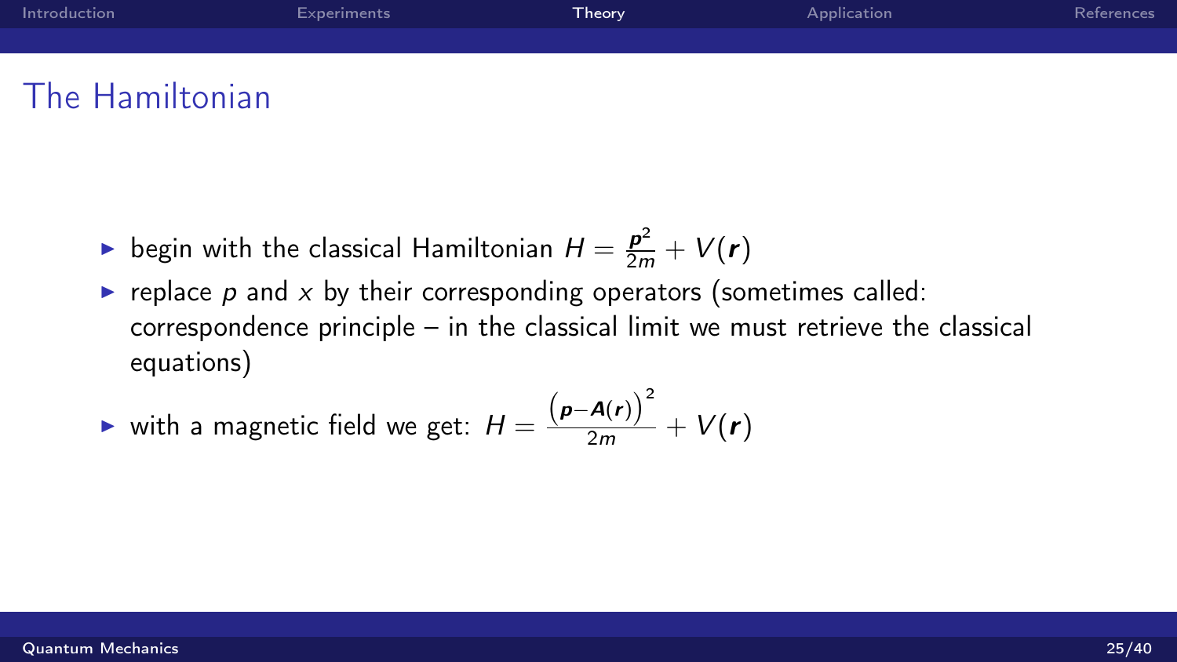## The Hamiltonian

- begin with the classical Hamiltonian $H = \frac{\boldsymbol{p}^2}{2m} + V(\boldsymbol{r})$
- replace $p$ and $x$ by their corresponding operators (sometimes called: correspondence principle – in the classical limit we must retrieve the classical equations)
- with a magnetic field we get: $H = \frac{\left(\boldsymbol{p} - \boldsymbol{A}(\boldsymbol{r})\right)^2}{2m} + V(\boldsymbol{r})$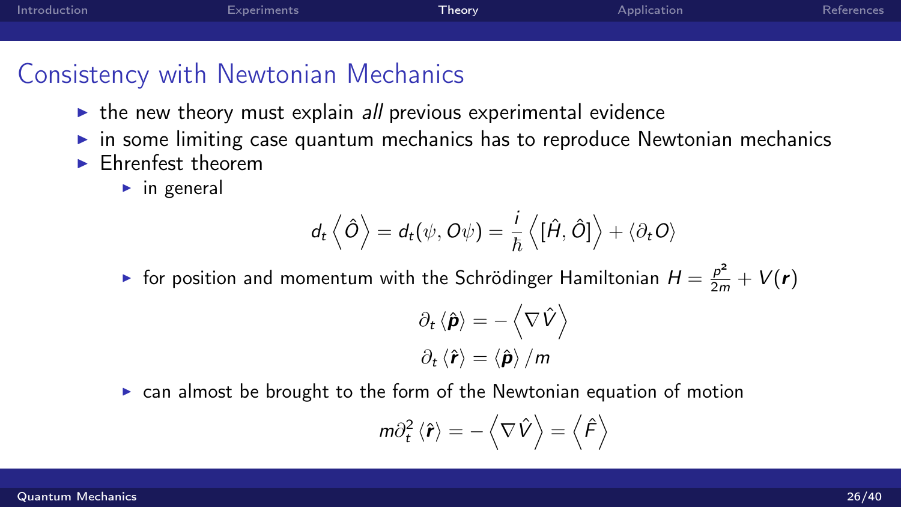## Consistency with Newtonian Mechanics

- the new theory must explain *all* previous experimental evidence
- in some limiting case quantum mechanics has to reproduce Newtonian mechanics
- Ehrenfest theorem
  - in general

$$d_t \left\langle \hat{O} \right\rangle = d_t(\psi, O\psi) = \frac{i}{\hbar} \left\langle [\hat{H}, \hat{O}] \right\rangle + \langle \partial_t O \rangle$$

  - for position and momentum with the Schrödinger Hamiltonian $H = \frac{p^2}{2m} + V(\boldsymbol{r})$

$$\partial_t \langle \hat{\boldsymbol{p}} \rangle = - \left\langle \nabla \hat{V} \right\rangle$$

$$\partial_t \langle \hat{\boldsymbol{r}} \rangle = \langle \hat{\boldsymbol{p}} \rangle / m$$

  - can almost be brought to the form of the Newtonian equation of motion

$$m \partial_t^2 \langle \hat{\boldsymbol{r}} \rangle = - \left\langle \nabla \hat{V} \right\rangle = \left\langle \hat{F} \right\rangle$$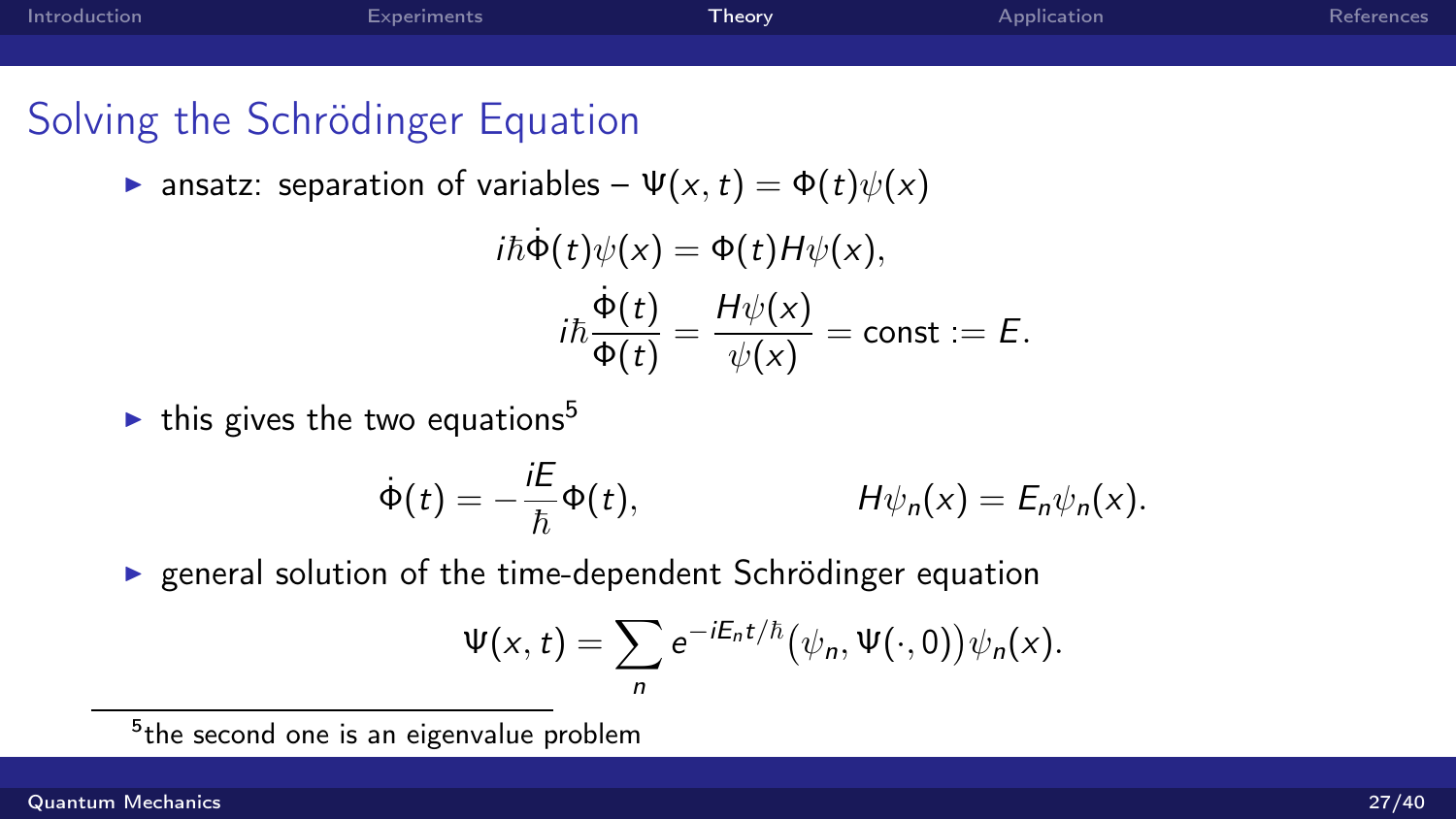## Solving the Schrödinger Equation

- ansatz: separation of variables – $\Psi(x,t) = \Phi(t)\psi(x)$

$$i\hbar\dot{\Phi}(t)\psi(x) = \Phi(t)H\psi(x),$$

$$i\hbar\frac{\dot{\Phi}(t)}{\Phi(t)} = \frac{H\psi(x)}{\psi(x)} = \text{const} := E.$$

- this gives the two equations[5]

$$\dot{\Phi}(t) = -\frac{iE}{\hbar}\Phi(t), \qquad H\psi_n(x) = E_n\psi_n(x).$$

- general solution of the time-dependent Schrödinger equation

$$\Psi(x,t) = \sum_n e^{-iE_n t/\hbar}\big(\psi_n, \Psi(\cdot,0)\big)\psi_n(x).$$

[5] the second one is an eigenvalue problem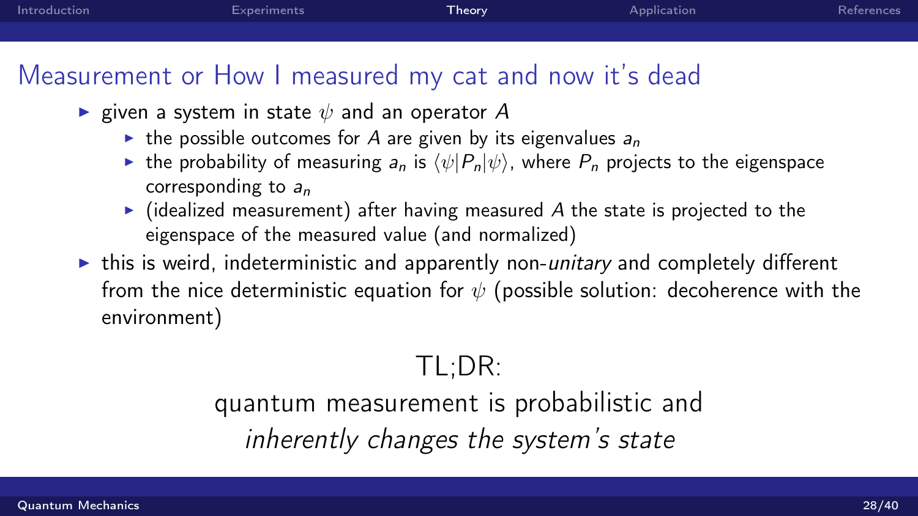## Measurement or How I measured my cat and now it's dead

- given a system in state $\psi$ and an operator $A$
  - the possible outcomes for $A$ are given by its eigenvalues $a_n$
  - the probability of measuring $a_n$ is $\langle\psi|P_n|\psi\rangle$, where $P_n$ projects to the eigenspace corresponding to $a_n$
  - (idealized measurement) after having measured $A$ the state is projected to the eigenspace of the measured value (and normalized)
- this is weird, indeterministic and apparently non-*unitary* and completely different from the nice deterministic equation for $\psi$ (possible solution: decoherence with the environment)

TL;DR:

quantum measurement is probabilistic and

*inherently changes the system's state*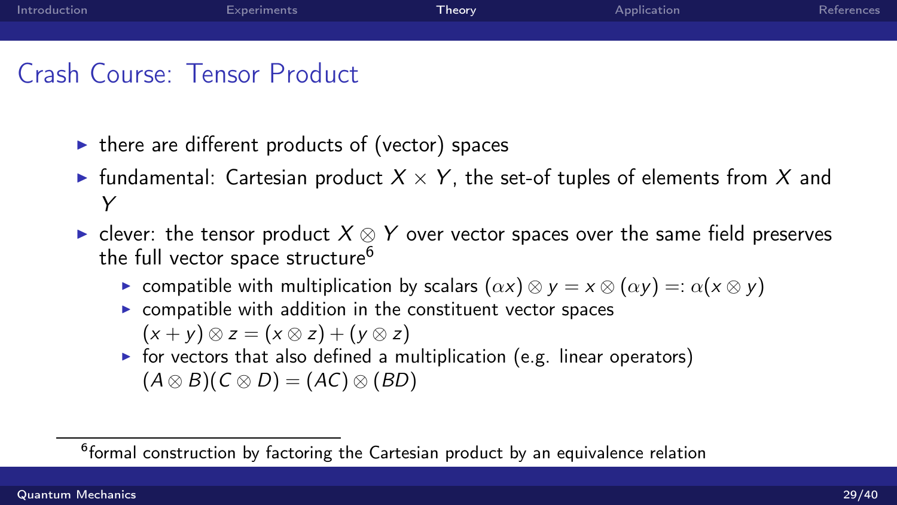## Crash Course: Tensor Product

- there are different products of (vector) spaces
- fundamental: Cartesian product $X \times Y$, the set-of tuples of elements from $X$ and $Y$
- clever: the tensor product $X \otimes Y$ over vector spaces over the same field preserves the full vector space structure[6]
  - compatible with multiplication by scalars $(\alpha x) \otimes y = x \otimes (\alpha y) =: \alpha(x \otimes y)$
  - compatible with addition in the constituent vector spaces $(x + y) \otimes z = (x \otimes z) + (y \otimes z)$
  - for vectors that also defined a multiplication (e.g. linear operators) $(A \otimes B)(C \otimes D) = (AC) \otimes (BD)$

[6] formal construction by factoring the Cartesian product by an equivalence relation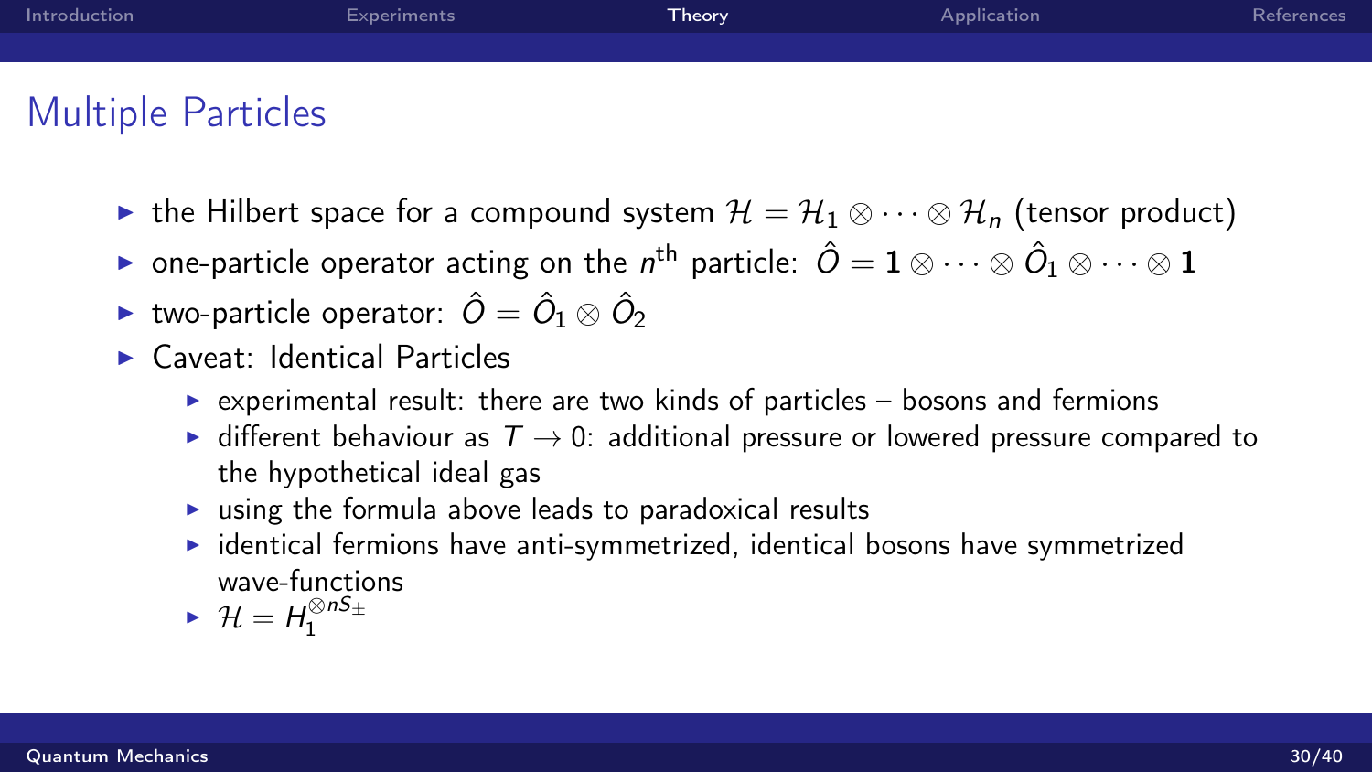# Multiple Particles

- the Hilbert space for a compound system $\mathcal{H} = \mathcal{H}_1 \otimes \cdots \otimes \mathcal{H}_n$ (tensor product)
- one-particle operator acting on the $n^{\text{th}}$ particle: $\hat{O} = \mathbf{1} \otimes \cdots \otimes \hat{O}_1 \otimes \cdots \otimes \mathbf{1}$
- two-particle operator: $\hat{O} = \hat{O}_1 \otimes \hat{O}_2$
- Caveat: Identical Particles
  - experimental result: there are two kinds of particles – bosons and fermions
  - different behaviour as $T \to 0$: additional pressure or lowered pressure compared to the hypothetical ideal gas
  - using the formula above leads to paradoxical results
  - identical fermions have anti-symmetrized, identical bosons have symmetrized wave-functions
  - $\mathcal{H} = H_1^{\otimes n S_{\pm}}$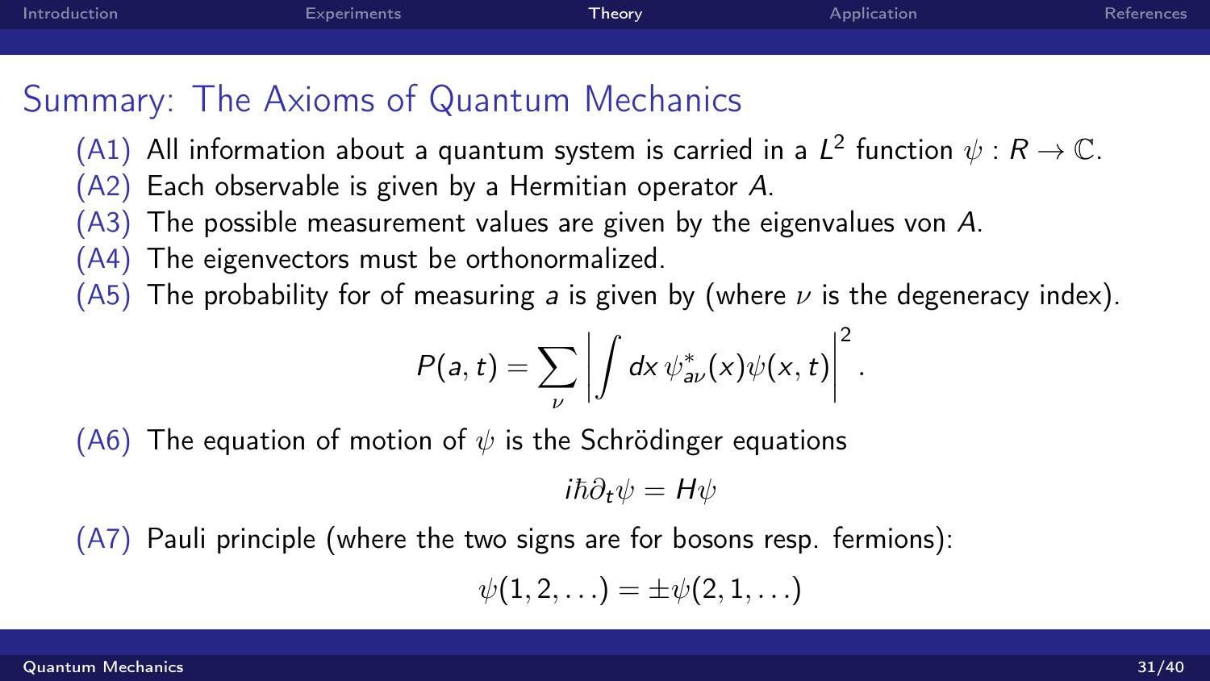## Summary: The Axioms of Quantum Mechanics

- (A1) All information about a quantum system is carried in a $L^2$ function $\psi : R \to \mathbb{C}$.
- (A2) Each observable is given by a Hermitian operator $A$.
- (A3) The possible measurement values are given by the eigenvalues von $A$.
- (A4) The eigenvectors must be orthonormalized.
- (A5) The probability for of measuring $a$ is given by (where $\nu$ is the degeneracy index).

$$P(a,t) = \sum_{\nu} \left| \int dx \, \psi^*_{a\nu}(x)\psi(x,t) \right|^2 .$$

- (A6) The equation of motion of $\psi$ is the Schrödinger equations

$$i\hbar\partial_t\psi = H\psi$$

- (A7) Pauli principle (where the two signs are for bosons resp. fermions):

$$\psi(1,2,\ldots) = \pm\psi(2,1,\ldots)$$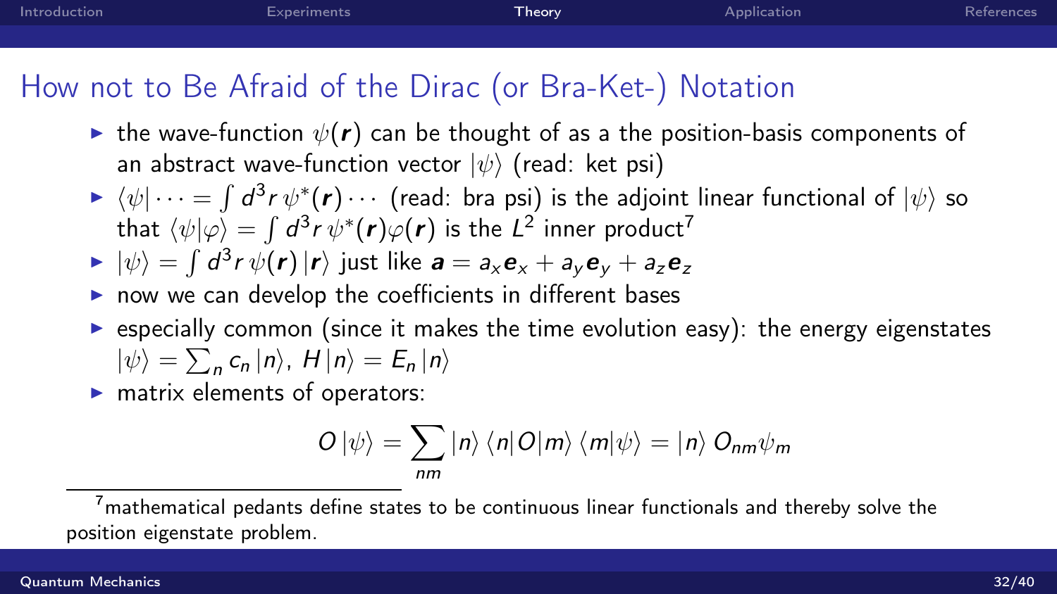## How not to Be Afraid of the Dirac (or Bra-Ket-) Notation

- the wave-function $\psi(\boldsymbol{r})$ can be thought of as a the position-basis components of an abstract wave-function vector $|\psi\rangle$ (read: ket psi)
- $\langle\psi|\cdots = \int d^3r\, \psi^*(\boldsymbol{r})\cdots$ (read: bra psi) is the adjoint linear functional of $|\psi\rangle$ so that $\langle\psi|\varphi\rangle = \int d^3r\, \psi^*(\boldsymbol{r})\varphi(\boldsymbol{r})$ is the $L^2$ inner product[7]
- $|\psi\rangle = \int d^3r\, \psi(\boldsymbol{r})\, |\boldsymbol{r}\rangle$ just like $\boldsymbol{a} = a_x\boldsymbol{e}_x + a_y\boldsymbol{e}_y + a_z\boldsymbol{e}_z$
- now we can develop the coefficients in different bases
- especially common (since it makes the time evolution easy): the energy eigenstates $|\psi\rangle = \sum_n c_n\, |n\rangle$, $H\,|n\rangle = E_n\,|n\rangle$
- matrix elements of operators:

$$O\,|\psi\rangle = \sum_{nm} |n\rangle\, \langle n|O|m\rangle\, \langle m|\psi\rangle = |n\rangle\, O_{nm}\psi_m$$

[7] mathematical pedants define states to be continuous linear functionals and thereby solve the position eigenstate problem.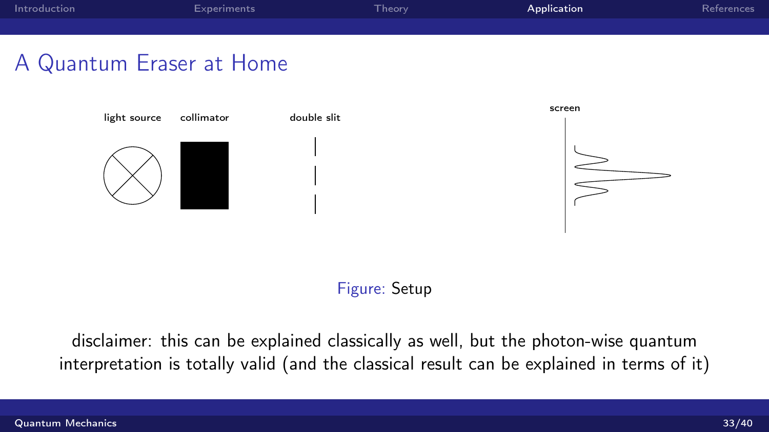## A Quantum Eraser at Home

light source collimator double slit screen

Figure: Setup

disclaimer: this can be explained classically as well, but the photon-wise quantum interpretation is totally valid (and the classical result can be explained in terms of it)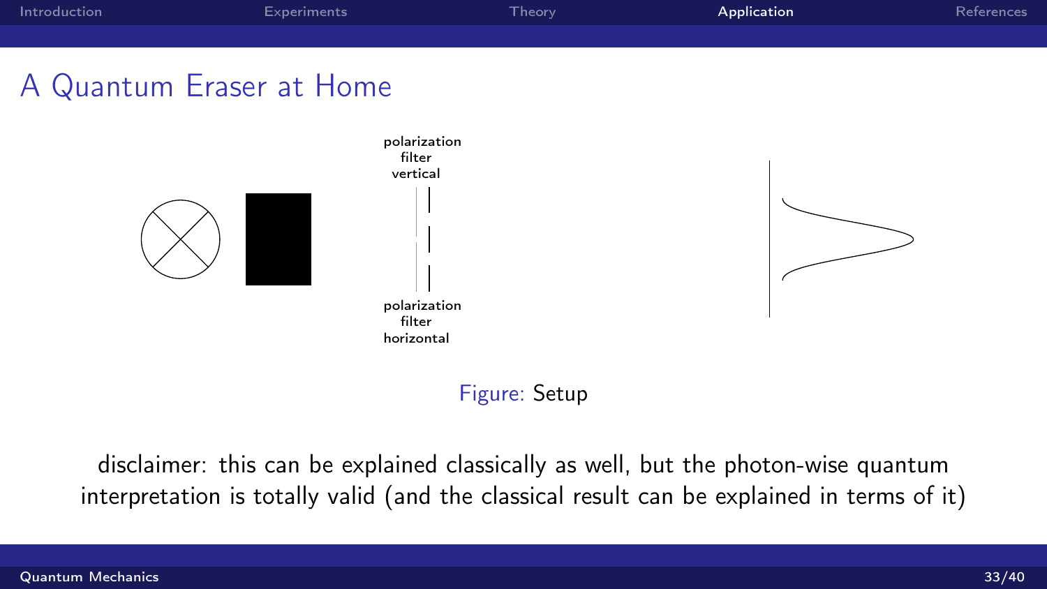## A Quantum Eraser at Home

polarization filter vertical

polarization filter horizontal

Figure: Setup

disclaimer: this can be explained classically as well, but the photon-wise quantum interpretation is totally valid (and the classical result can be explained in terms of it)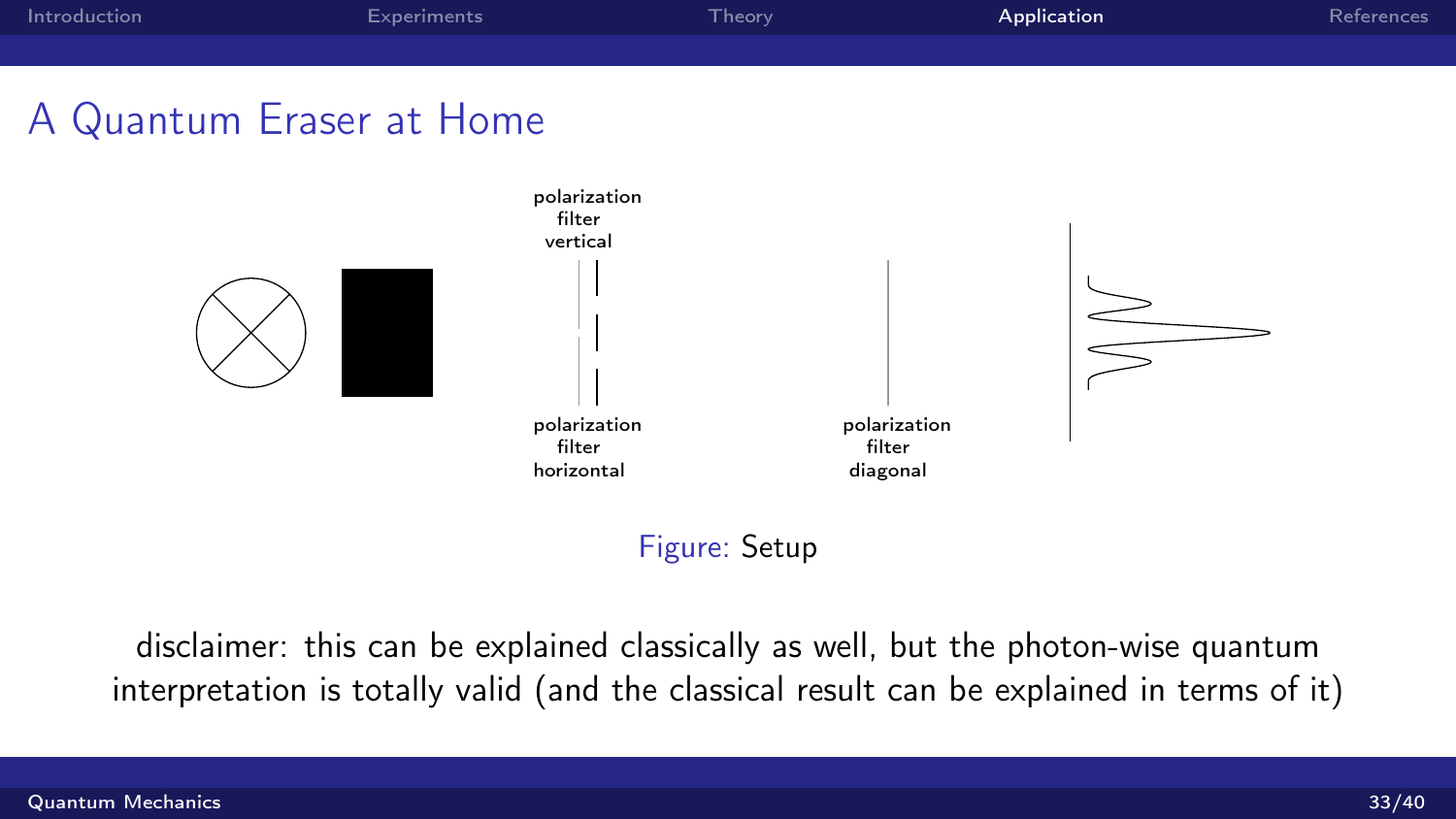## A Quantum Eraser at Home

polarization filter vertical

polarization filter horizontal

polarization filter diagonal

Figure: Setup

disclaimer: this can be explained classically as well, but the photon-wise quantum interpretation is totally valid (and the classical result can be explained in terms of it)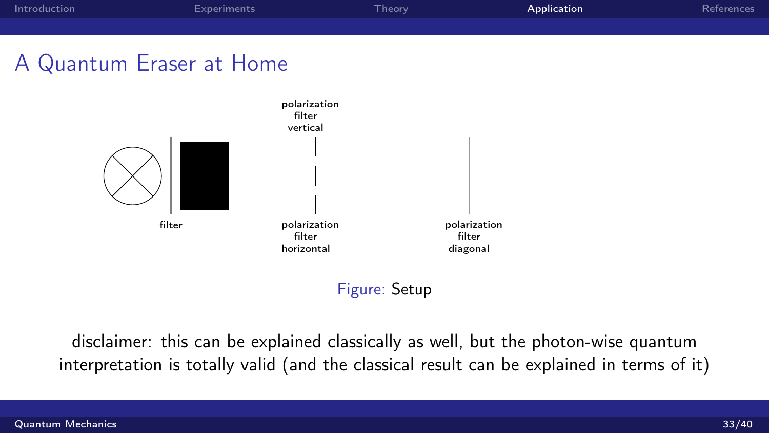# A Quantum Eraser at Home

polarization filter vertical

filter

polarization filter horizontal

polarization filter diagonal

Figure: Setup

disclaimer: this can be explained classically as well, but the photon-wise quantum interpretation is totally valid (and the classical result can be explained in terms of it)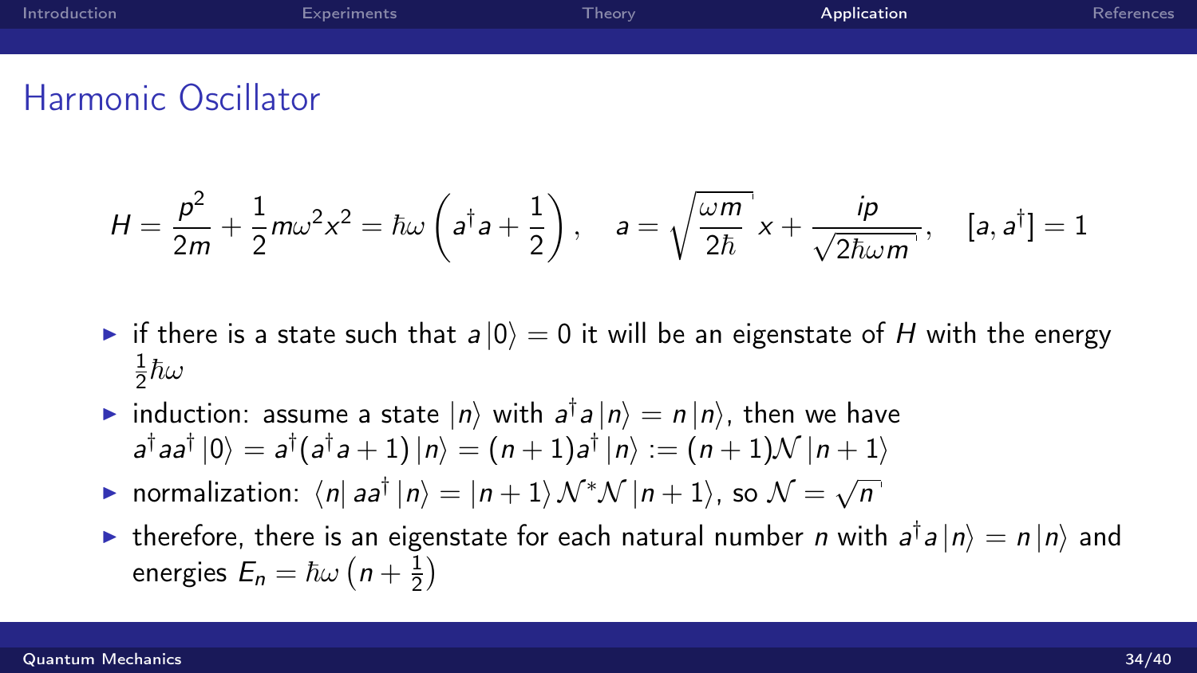## Harmonic Oscillator

$$H = \frac{p^2}{2m} + \frac{1}{2}m\omega^2 x^2 = \hbar\omega\left(a^\dagger a + \frac{1}{2}\right), \quad a = \sqrt{\frac{\omega m}{2\hbar}}\,x + \frac{ip}{\sqrt{2\hbar\omega m}}, \quad [a, a^\dagger] = 1$$

- if there is a state such that $a\left|0\right\rangle = 0$ it will be an eigenstate of $H$ with the energy $\frac{1}{2}\hbar\omega$
- induction: assume a state $\left|n\right\rangle$ with $a^\dagger a\left|n\right\rangle = n\left|n\right\rangle$, then we have $a^\dagger a a^\dagger\left|0\right\rangle = a^\dagger(a^\dagger a + 1)\left|n\right\rangle = (n+1)a^\dagger\left|n\right\rangle := (n+1)\mathcal{N}\left|n+1\right\rangle$
- normalization: $\left\langle n\right| a a^\dagger\left|n\right\rangle = \left|n+1\right\rangle \mathcal{N}^*\mathcal{N}\left|n+1\right\rangle$, so $\mathcal{N} = \sqrt{n}$
- therefore, there is an eigenstate for each natural number $n$ with $a^\dagger a\left|n\right\rangle = n\left|n\right\rangle$ and energies $E_n = \hbar\omega\left(n + \frac{1}{2}\right)$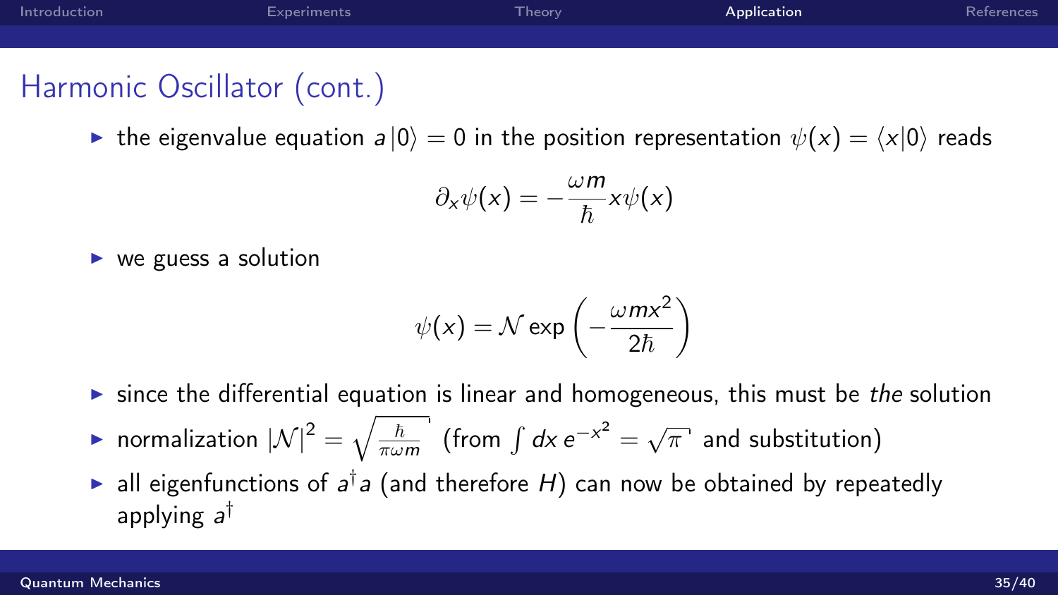## Harmonic Oscillator (cont.)

- the eigenvalue equation $a\,|0\rangle = 0$ in the position representation $\psi(x) = \langle x|0\rangle$ reads

$$\partial_x \psi(x) = -\frac{\omega m}{\hbar} x \psi(x)$$

- we guess a solution

$$\psi(x) = \mathcal{N} \exp\left(-\frac{\omega m x^2}{2\hbar}\right)$$

- since the differential equation is linear and homogeneous, this must be *the* solution
- normalization $|\mathcal{N}|^2 = \sqrt{\frac{\hbar}{\pi \omega m}}$ (from $\int dx\, e^{-x^2} = \sqrt{\pi}$ and substitution)
- all eigenfunctions of $a^\dagger a$ (and therefore $H$) can now be obtained by repeatedly applying $a^\dagger$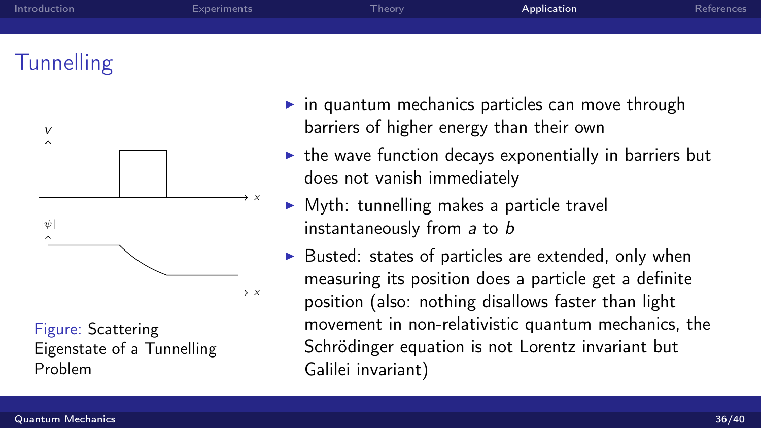# Tunnelling

Figure: Scattering Eigenstate of a Tunnelling Problem

- in quantum mechanics particles can move through barriers of higher energy than their own
- the wave function decays exponentially in barriers but does not vanish immediately
- Myth: tunnelling makes a particle travel instantaneously from $a$ to $b$
- Busted: states of particles are extended, only when measuring its position does a particle get a definite position (also: nothing disallows faster than light movement in non-relativistic quantum mechanics, the Schrödinger equation is not Lorentz invariant but Galilei invariant)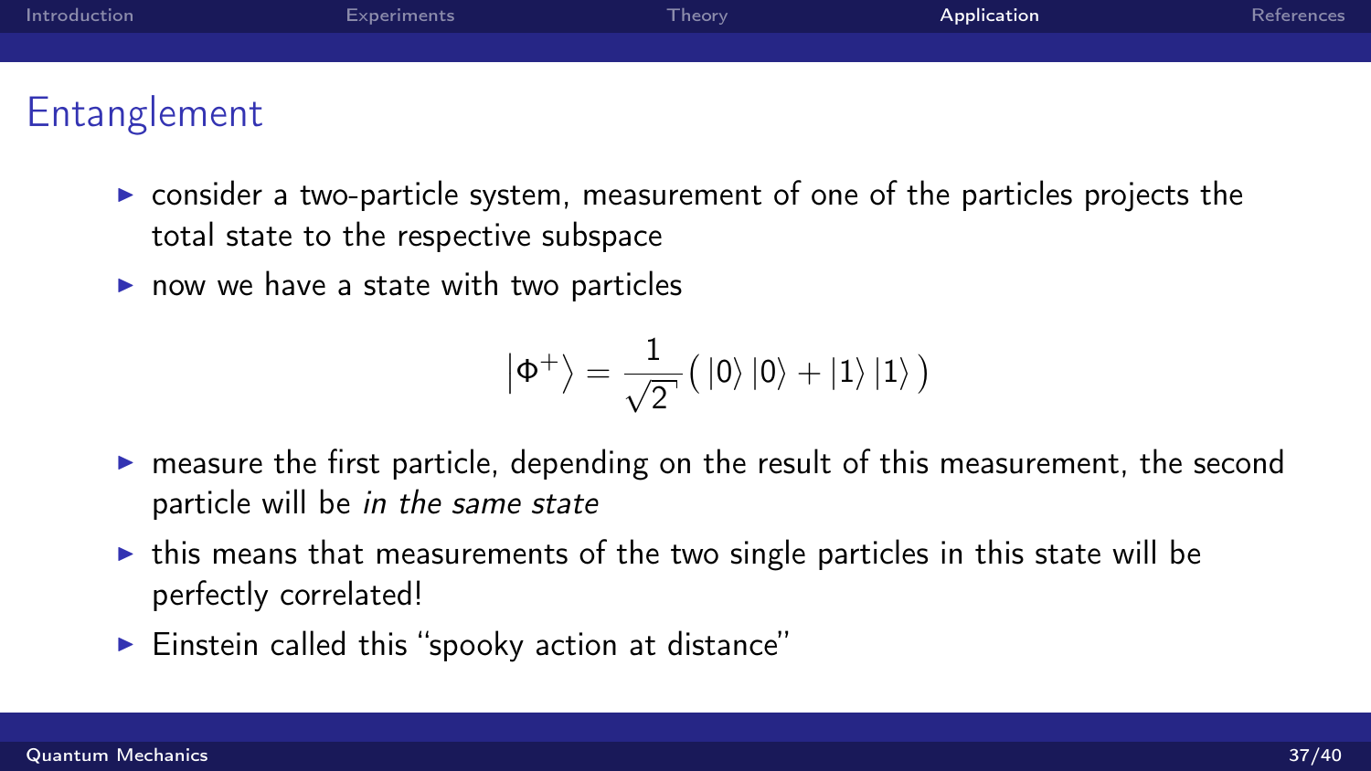## Entanglement

- consider a two-particle system, measurement of one of the particles projects the total state to the respective subspace
- now we have a state with two particles

$$\left|\Phi^{+}\right\rangle = \frac{1}{\sqrt{2}}\big(\,|0\rangle\,|0\rangle + |1\rangle\,|1\rangle\,\big)$$

- measure the first particle, depending on the result of this measurement, the second particle will be *in the same state*
- this means that measurements of the two single particles in this state will be perfectly correlated!
- Einstein called this "spooky action at distance"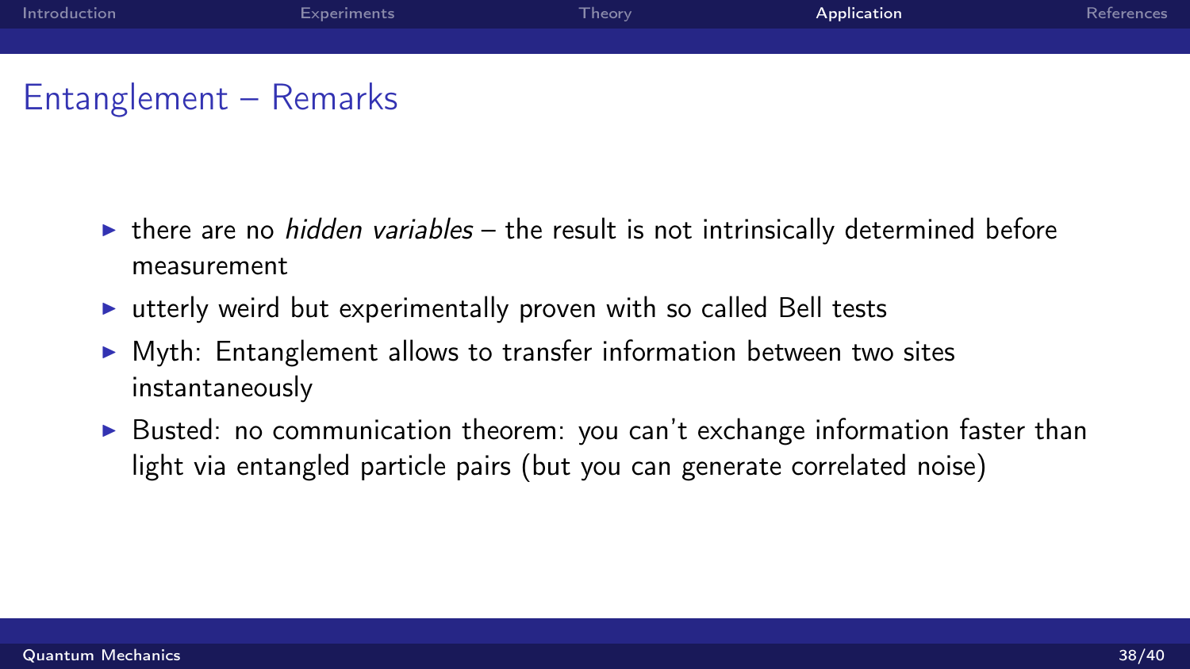# Entanglement – Remarks

- there are no *hidden variables* – the result is not intrinsically determined before measurement
- utterly weird but experimentally proven with so called Bell tests
- Myth: Entanglement allows to transfer information between two sites instantaneously
- Busted: no communication theorem: you can't exchange information faster than light via entangled particle pairs (but you can generate correlated noise)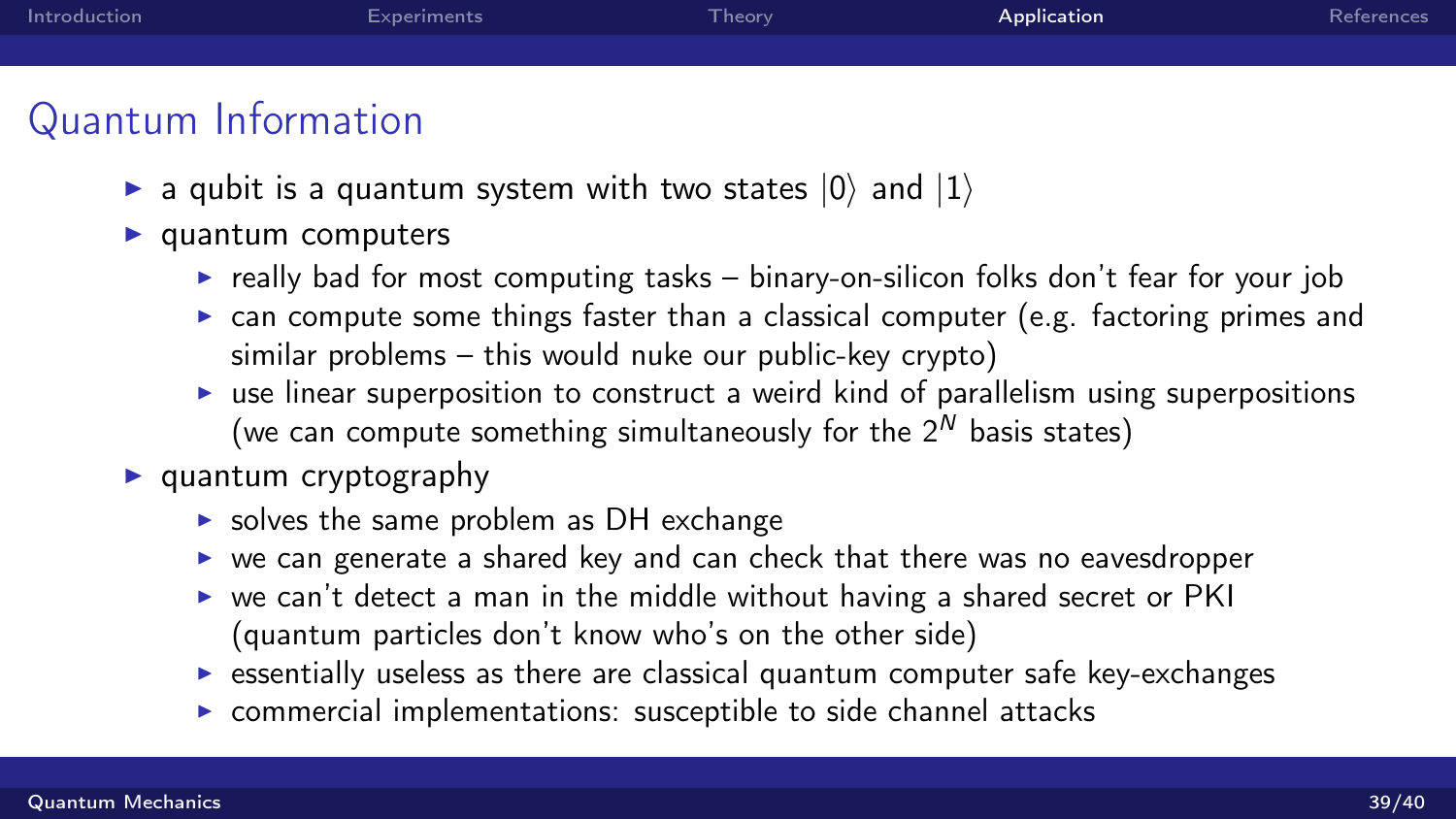## Quantum Information

- a qubit is a quantum system with two states $|0\rangle$ and $|1\rangle$
- quantum computers
  - really bad for most computing tasks – binary-on-silicon folks don't fear for your job
  - can compute some things faster than a classical computer (e.g. factoring primes and similar problems – this would nuke our public-key crypto)
  - use linear superposition to construct a weird kind of parallelism using superpositions (we can compute something simultaneously for the $2^N$ basis states)
- quantum cryptography
  - solves the same problem as DH exchange
  - we can generate a shared key and can check that there was no eavesdropper
  - we can't detect a man in the middle without having a shared secret or PKI (quantum particles don't know who's on the other side)
  - essentially useless as there are classical quantum computer safe key-exchanges
  - commercial implementations: susceptible to side channel attacks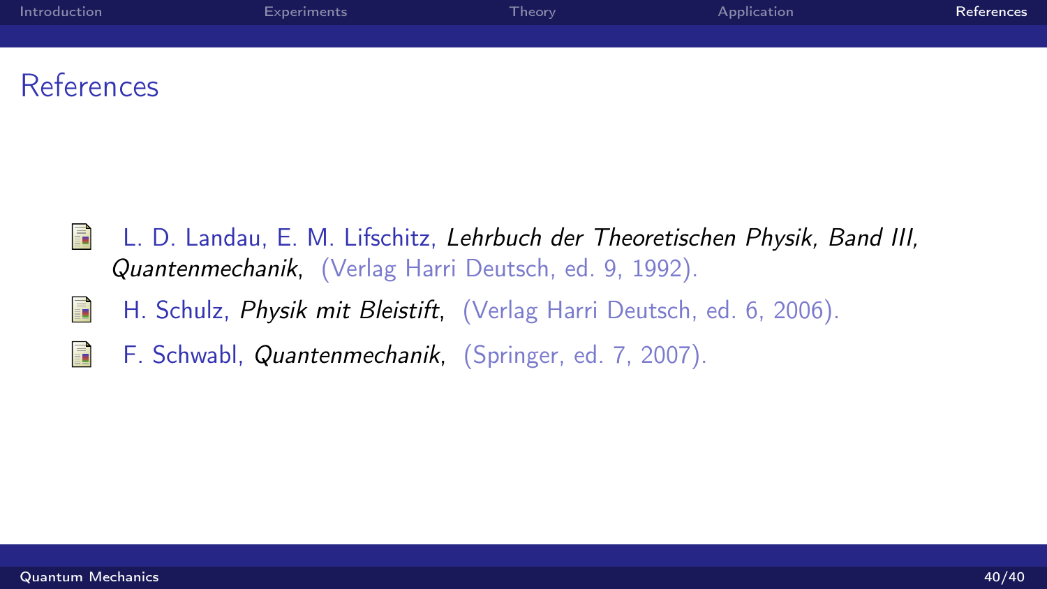# References

- L. D. Landau, E. M. Lifschitz, *Lehrbuch der Theoretischen Physik, Band III, Quantenmechanik*, (Verlag Harri Deutsch, ed. 9, 1992).
- H. Schulz, *Physik mit Bleistift*, (Verlag Harri Deutsch, ed. 6, 2006).
- F. Schwabl, *Quantenmechanik*, (Springer, ed. 7, 2007).